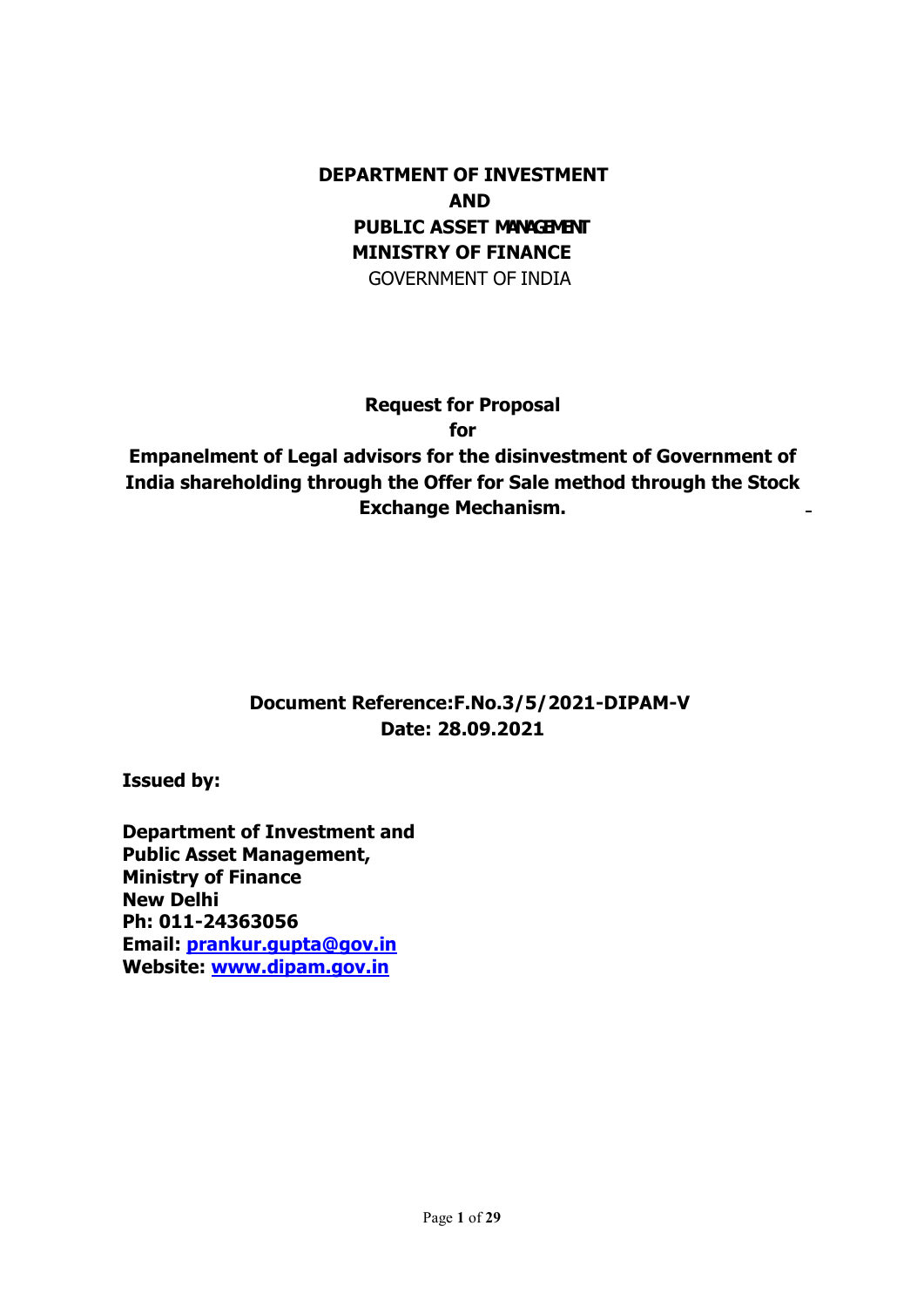**DEPARTMENT OF INVESTMENT**
**AND**
**PUBLIC ASSET MANAGEMENT**
**MINISTRY OF FINANCE**
GOVERNMENT OF INDIA

**Request for Proposal**
**for**
**Empanelment of Legal advisors for the disinvestment of Government of India shareholding through the Offer for Sale method through the Stock Exchange Mechanism.**

**Document Reference:F.No.3/5/2021-DIPAM-V**
**Date: 28.09.2021**

**Issued by:**

**Department of Investment and**
**Public Asset Management,**
**Ministry of Finance**
**New Delhi**
**Ph: 011-24363056**
**Email: prankur.gupta@gov.in**
**Website: www.dipam.gov.in**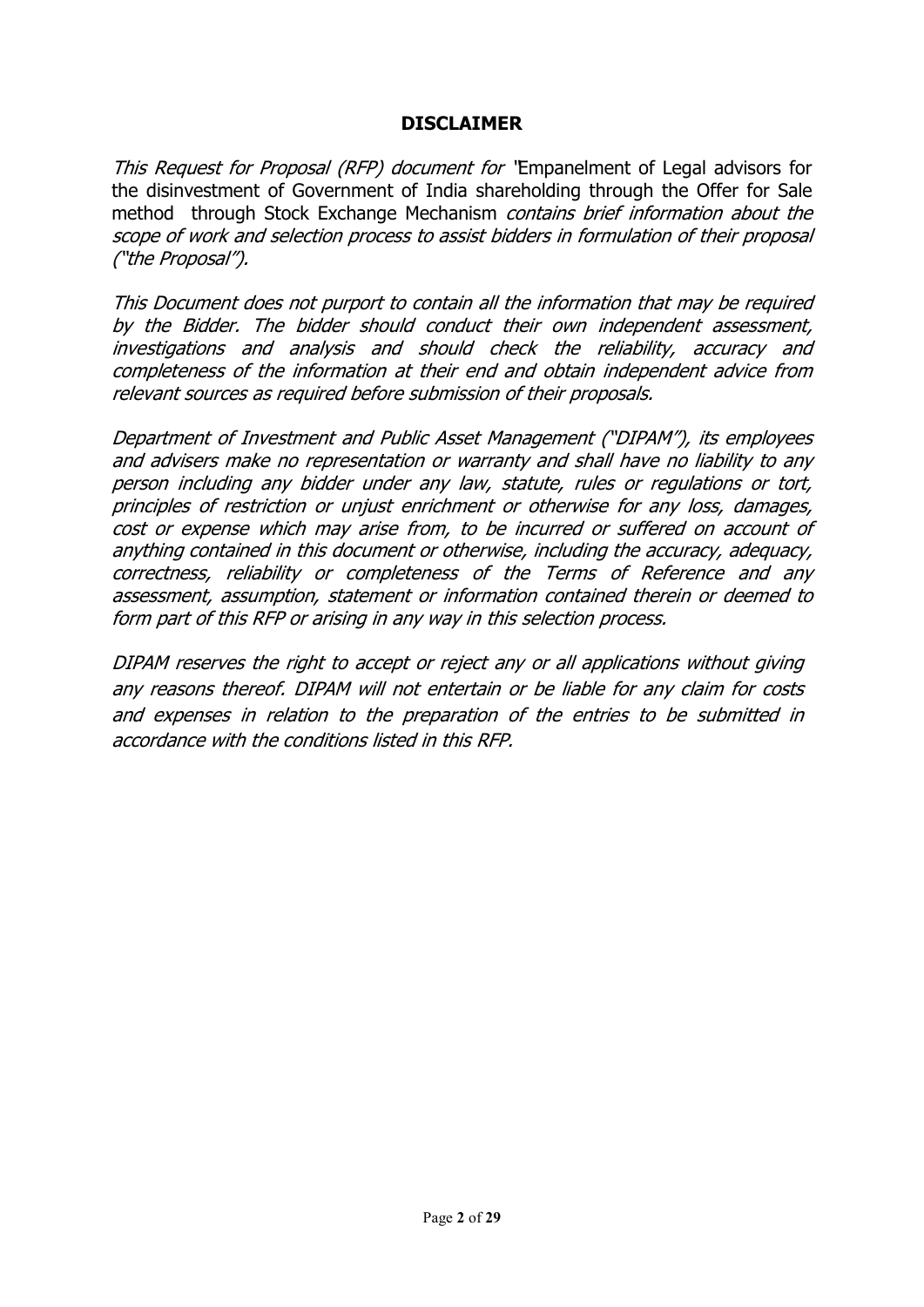## DISCLAIMER

*This Request for Proposal (RFP) document for "*Empanelment of Legal advisors for the disinvestment of Government of India shareholding through the Offer for Sale method through Stock Exchange Mechanism *contains brief information about the scope of work and selection process to assist bidders in formulation of their proposal ("the Proposal").*

*This Document does not purport to contain all the information that may be required by the Bidder. The bidder should conduct their own independent assessment, investigations and analysis and should check the reliability, accuracy and completeness of the information at their end and obtain independent advice from relevant sources as required before submission of their proposals.*

*Department of Investment and Public Asset Management ("DIPAM"), its employees and advisers make no representation or warranty and shall have no liability to any person including any bidder under any law, statute, rules or regulations or tort, principles of restriction or unjust enrichment or otherwise for any loss, damages, cost or expense which may arise from, to be incurred or suffered on account of anything contained in this document or otherwise, including the accuracy, adequacy, correctness, reliability or completeness of the Terms of Reference and any assessment, assumption, statement or information contained therein or deemed to form part of this RFP or arising in any way in this selection process.*

*DIPAM reserves the right to accept or reject any or all applications without giving any reasons thereof. DIPAM will not entertain or be liable for any claim for costs and expenses in relation to the preparation of the entries to be submitted in accordance with the conditions listed in this RFP.*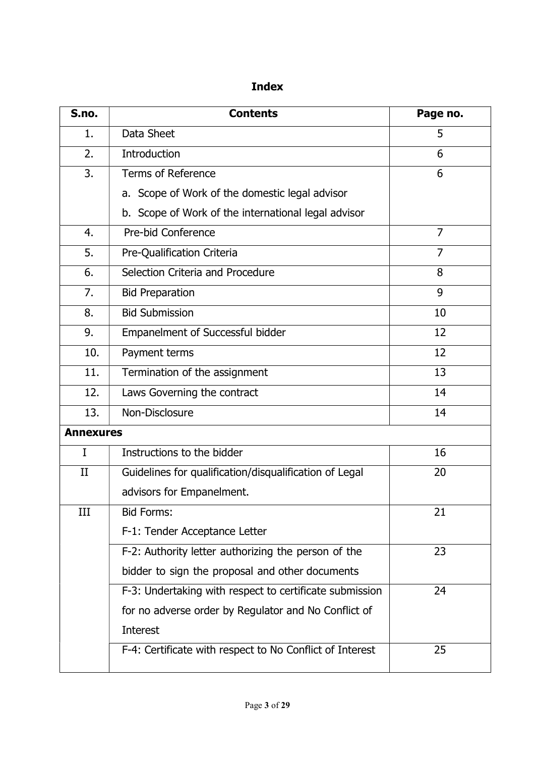# Index

| S.no. | Contents | Page no. |
|---|---|---|
| 1. | Data Sheet | 5 |
| 2. | Introduction | 6 |
| 3. | Terms of Reference<br>a. Scope of Work of the domestic legal advisor<br>b. Scope of Work of the international legal advisor | 6 |
| 4. | Pre-bid Conference | 7 |
| 5. | Pre-Qualification Criteria | 7 |
| 6. | Selection Criteria and Procedure | 8 |
| 7. | Bid Preparation | 9 |
| 8. | Bid Submission | 10 |
| 9. | Empanelment of Successful bidder | 12 |
| 10. | Payment terms | 12 |
| 11. | Termination of the assignment | 13 |
| 12. | Laws Governing the contract | 14 |
| 13. | Non-Disclosure | 14 |
| **Annexures** | | |
| I | Instructions to the bidder | 16 |
| II | Guidelines for qualification/disqualification of Legal advisors for Empanelment. | 20 |
| III | Bid Forms:<br>F-1: Tender Acceptance Letter | 21 |
| | F-2: Authority letter authorizing the person of the bidder to sign the proposal and other documents | 23 |
| | F-3: Undertaking with respect to certificate submission for no adverse order by Regulator and No Conflict of Interest | 24 |
| | F-4: Certificate with respect to No Conflict of Interest | 25 |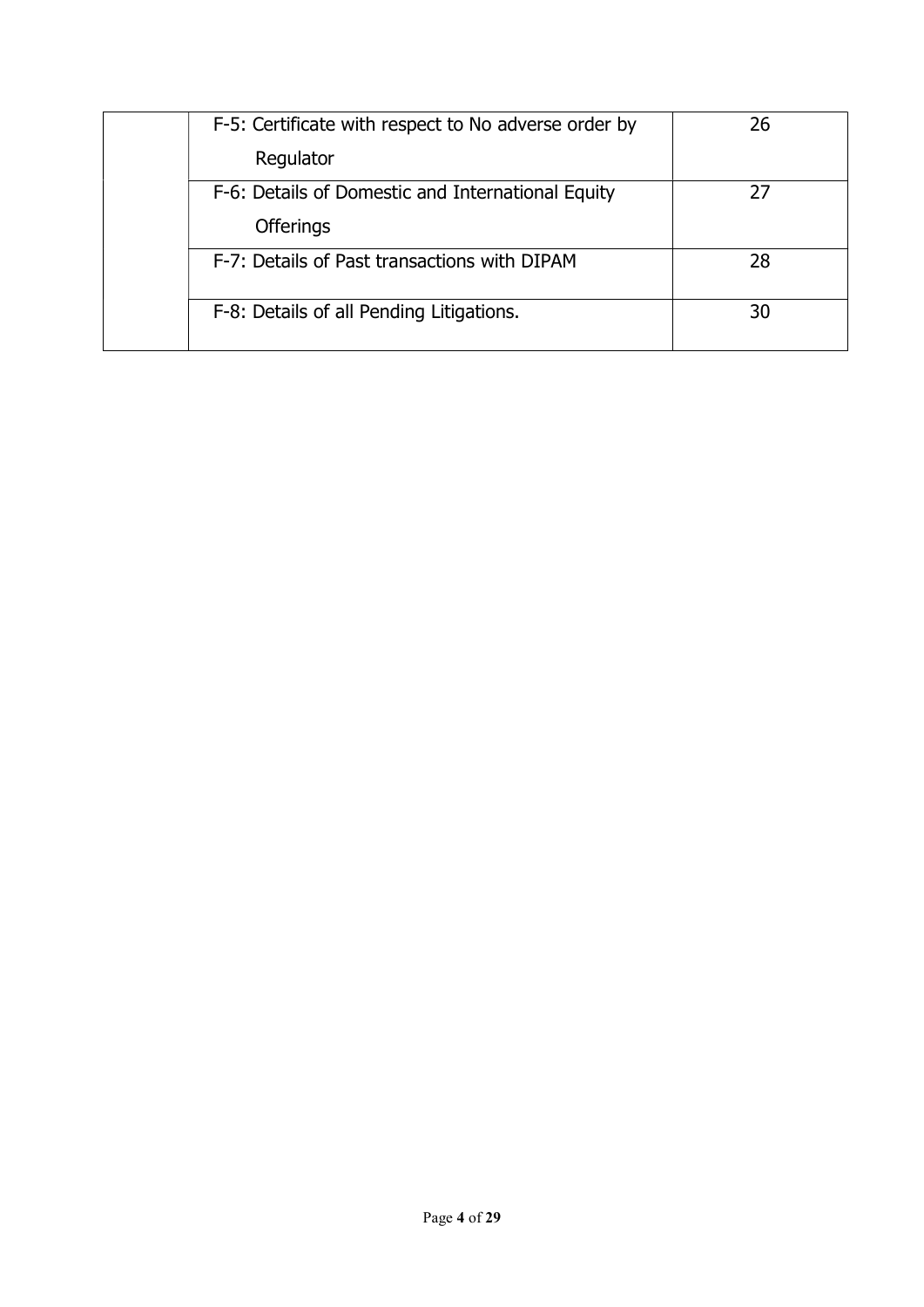| | | |
|---|---|---|
| | F-5: Certificate with respect to No adverse order by Regulator | 26 |
| | F-6: Details of Domestic and International Equity Offerings | 27 |
| | F-7: Details of Past transactions with DIPAM | 28 |
| | F-8: Details of all Pending Litigations. | 30 |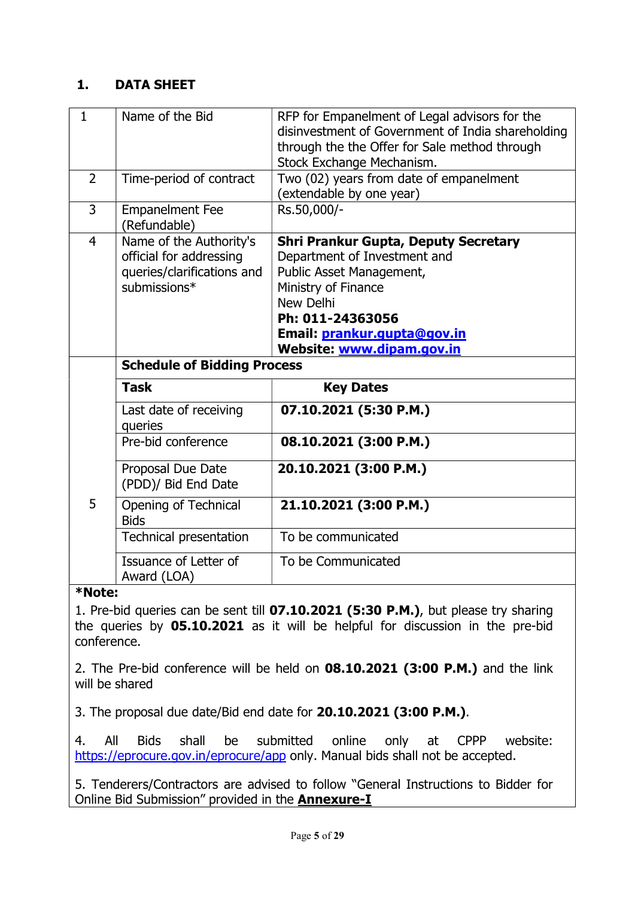## 1. DATA SHEET

| | | |
|---|---|---|
| 1 | Name of the Bid | RFP for Empanelment of Legal advisors for the disinvestment of Government of India shareholding through the the Offer for Sale method through Stock Exchange Mechanism. |
| 2 | Time-period of contract | Two (02) years from date of empanelment (extendable by one year) |
| 3 | Empanelment Fee (Refundable) | Rs.50,000/- |
| 4 | Name of the Authority's official for addressing queries/clarifications and submissions* | **Shri Prankur Gupta, Deputy Secretary**<br>Department of Investment and Public Asset Management,<br>Ministry of Finance<br>New Delhi<br>**Ph: 011-24363056**<br>**Email: prankur.gupta@gov.in**<br>**Website: www.dipam.gov.in** |
| 5 | **Schedule of Bidding Process** | |
| | **Task** | **Key Dates** |
| | Last date of receiving queries | **07.10.2021 (5:30 P.M.)** |
| | Pre-bid conference | **08.10.2021 (3:00 P.M.)** |
| | Proposal Due Date (PDD)/ Bid End Date | **20.10.2021 (3:00 P.M.)** |
| | Opening of Technical Bids | **21.10.2021 (3:00 P.M.)** |
| | Technical presentation | To be communicated |
| | Issuance of Letter of Award (LOA) | To be Communicated |

**\*Note:**

1. Pre-bid queries can be sent till **07.10.2021 (5:30 P.M.)**, but please try sharing the queries by **05.10.2021** as it will be helpful for discussion in the pre-bid conference.

2. The Pre-bid conference will be held on **08.10.2021 (3:00 P.M.)** and the link will be shared

3. The proposal due date/Bid end date for **20.10.2021 (3:00 P.M.)**.

4. All Bids shall be submitted online only at CPPP website: https://eprocure.gov.in/eprocure/app only. Manual bids shall not be accepted.

5. Tenderers/Contractors are advised to follow "General Instructions to Bidder for Online Bid Submission" provided in the **Annexure-I**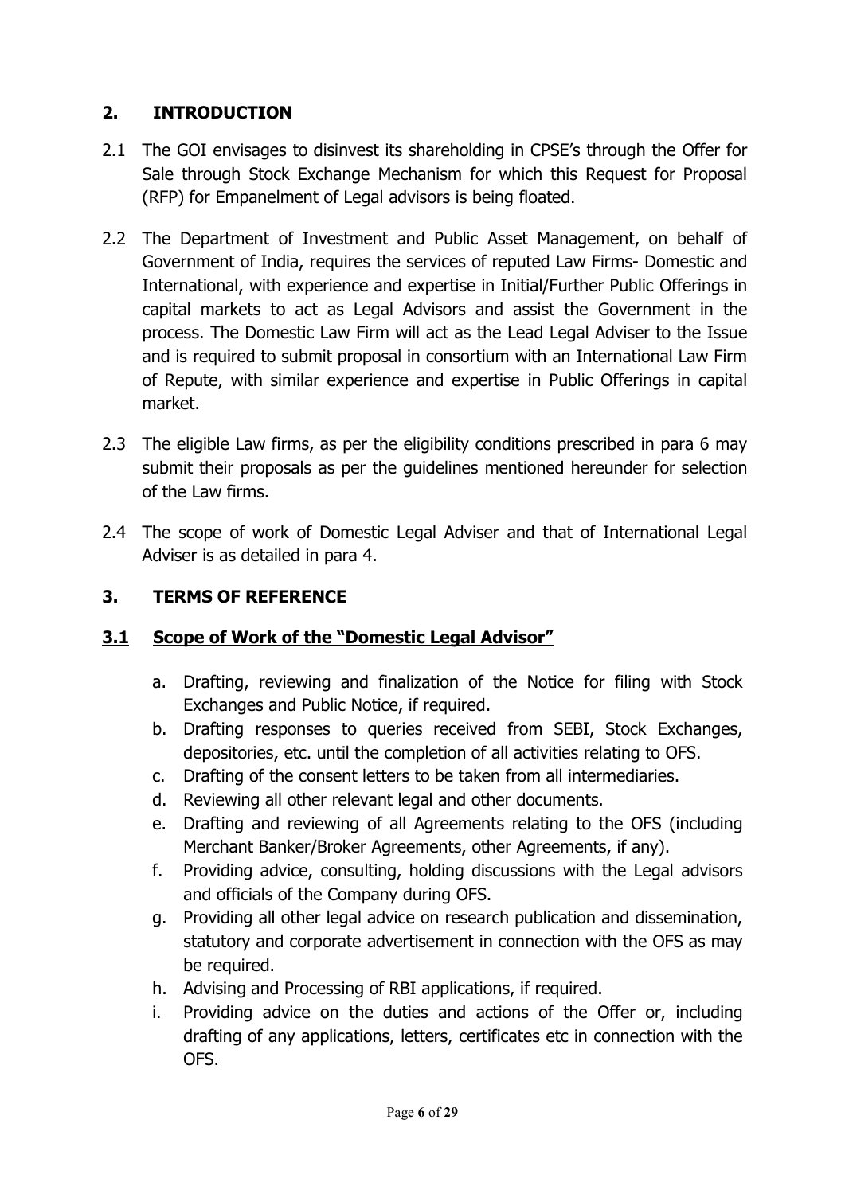## 2. INTRODUCTION

2.1 The GOI envisages to disinvest its shareholding in CPSE's through the Offer for Sale through Stock Exchange Mechanism for which this Request for Proposal (RFP) for Empanelment of Legal advisors is being floated.

2.2 The Department of Investment and Public Asset Management, on behalf of Government of India, requires the services of reputed Law Firms- Domestic and International, with experience and expertise in Initial/Further Public Offerings in capital markets to act as Legal Advisors and assist the Government in the process. The Domestic Law Firm will act as the Lead Legal Adviser to the Issue and is required to submit proposal in consortium with an International Law Firm of Repute, with similar experience and expertise in Public Offerings in capital market.

2.3 The eligible Law firms, as per the eligibility conditions prescribed in para 6 may submit their proposals as per the guidelines mentioned hereunder for selection of the Law firms.

2.4 The scope of work of Domestic Legal Adviser and that of International Legal Adviser is as detailed in para 4.

## 3. TERMS OF REFERENCE

### 3.1 Scope of Work of the "Domestic Legal Advisor"

a. Drafting, reviewing and finalization of the Notice for filing with Stock Exchanges and Public Notice, if required.
b. Drafting responses to queries received from SEBI, Stock Exchanges, depositories, etc. until the completion of all activities relating to OFS.
c. Drafting of the consent letters to be taken from all intermediaries.
d. Reviewing all other relevant legal and other documents.
e. Drafting and reviewing of all Agreements relating to the OFS (including Merchant Banker/Broker Agreements, other Agreements, if any).
f. Providing advice, consulting, holding discussions with the Legal advisors and officials of the Company during OFS.
g. Providing all other legal advice on research publication and dissemination, statutory and corporate advertisement in connection with the OFS as may be required.
h. Advising and Processing of RBI applications, if required.
i. Providing advice on the duties and actions of the Offer or, including drafting of any applications, letters, certificates etc in connection with the OFS.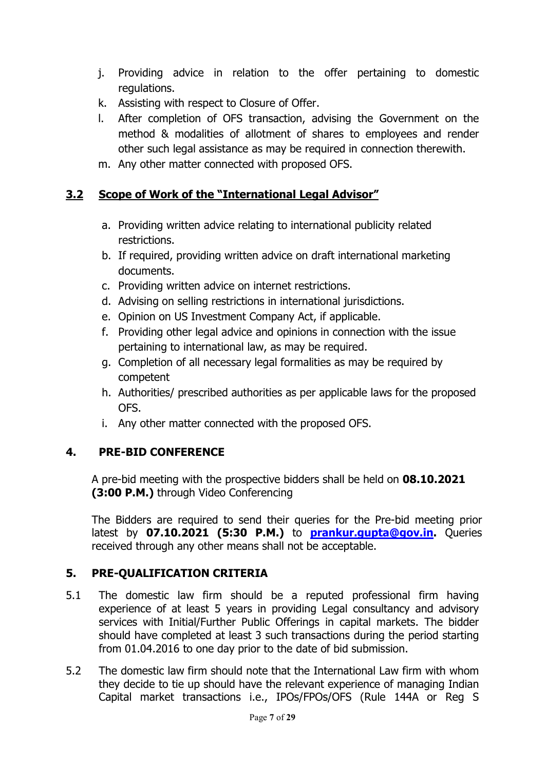j. Providing advice in relation to the offer pertaining to domestic regulations.
k. Assisting with respect to Closure of Offer.
l. After completion of OFS transaction, advising the Government on the method & modalities of allotment of shares to employees and render other such legal assistance as may be required in connection therewith.
m. Any other matter connected with proposed OFS.

## 3.2 Scope of Work of the "International Legal Advisor"

a. Providing written advice relating to international publicity related restrictions.
b. If required, providing written advice on draft international marketing documents.
c. Providing written advice on internet restrictions.
d. Advising on selling restrictions in international jurisdictions.
e. Opinion on US Investment Company Act, if applicable.
f. Providing other legal advice and opinions in connection with the issue pertaining to international law, as may be required.
g. Completion of all necessary legal formalities as may be required by competent
h. Authorities/ prescribed authorities as per applicable laws for the proposed OFS.
i. Any other matter connected with the proposed OFS.

## 4. PRE-BID CONFERENCE

A pre-bid meeting with the prospective bidders shall be held on **08.10.2021 (3:00 P.M.)** through Video Conferencing

The Bidders are required to send their queries for the Pre-bid meeting prior latest by **07.10.2021 (5:30 P.M.)** to **prankur.gupta@gov.in.** Queries received through any other means shall not be acceptable.

## 5. PRE-QUALIFICATION CRITERIA

5.1 The domestic law firm should be a reputed professional firm having experience of at least 5 years in providing Legal consultancy and advisory services with Initial/Further Public Offerings in capital markets. The bidder should have completed at least 3 such transactions during the period starting from 01.04.2016 to one day prior to the date of bid submission.

5.2 The domestic law firm should note that the International Law firm with whom they decide to tie up should have the relevant experience of managing Indian Capital market transactions i.e., IPOs/FPOs/OFS (Rule 144A or Reg S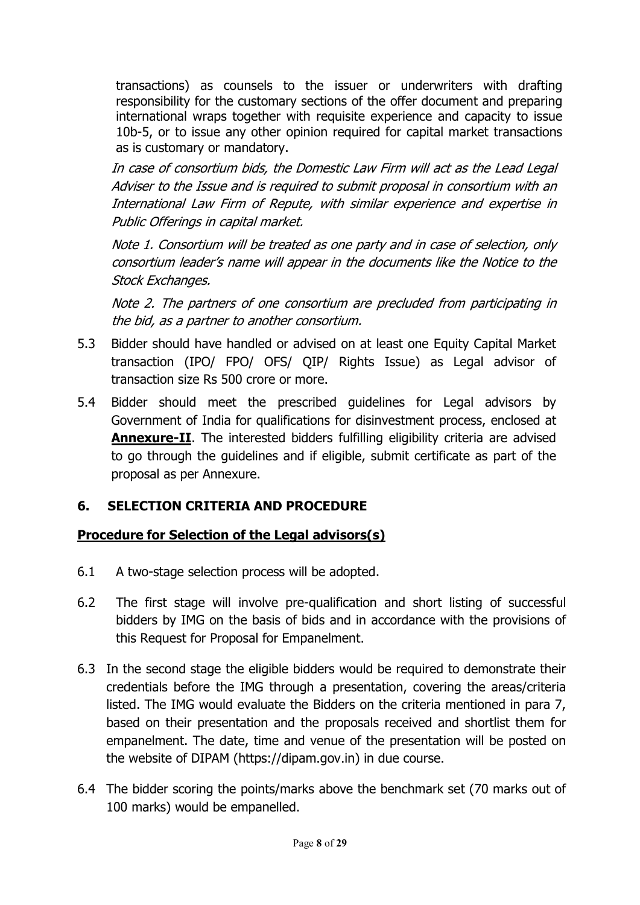transactions) as counsels to the issuer or underwriters with drafting responsibility for the customary sections of the offer document and preparing international wraps together with requisite experience and capacity to issue 10b-5, or to issue any other opinion required for capital market transactions as is customary or mandatory.

*In case of consortium bids, the Domestic Law Firm will act as the Lead Legal Adviser to the Issue and is required to submit proposal in consortium with an International Law Firm of Repute, with similar experience and expertise in Public Offerings in capital market.*

*Note 1. Consortium will be treated as one party and in case of selection, only consortium leader's name will appear in the documents like the Notice to the Stock Exchanges.*

*Note 2. The partners of one consortium are precluded from participating in the bid, as a partner to another consortium.*

5.3 Bidder should have handled or advised on at least one Equity Capital Market transaction (IPO/ FPO/ OFS/ QIP/ Rights Issue) as Legal advisor of transaction size Rs 500 crore or more.

5.4 Bidder should meet the prescribed guidelines for Legal advisors by Government of India for qualifications for disinvestment process, enclosed at **Annexure-II**. The interested bidders fulfilling eligibility criteria are advised to go through the guidelines and if eligible, submit certificate as part of the proposal as per Annexure.

## 6. SELECTION CRITERIA AND PROCEDURE

**Procedure for Selection of the Legal advisors(s)**

6.1 A two-stage selection process will be adopted.

6.2 The first stage will involve pre-qualification and short listing of successful bidders by IMG on the basis of bids and in accordance with the provisions of this Request for Proposal for Empanelment.

6.3 In the second stage the eligible bidders would be required to demonstrate their credentials before the IMG through a presentation, covering the areas/criteria listed. The IMG would evaluate the Bidders on the criteria mentioned in para 7, based on their presentation and the proposals received and shortlist them for empanelment. The date, time and venue of the presentation will be posted on the website of DIPAM (https://dipam.gov.in) in due course.

6.4 The bidder scoring the points/marks above the benchmark set (70 marks out of 100 marks) would be empanelled.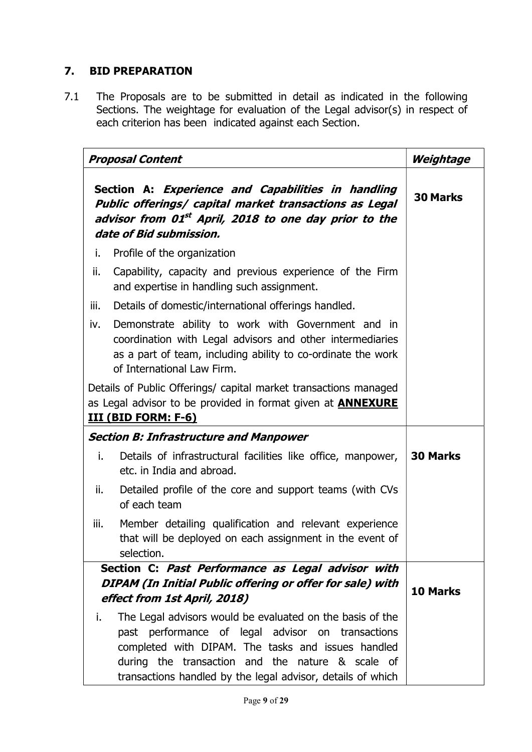## 7. BID PREPARATION

7.1 The Proposals are to be submitted in detail as indicated in the following Sections. The weightage for evaluation of the Legal advisor(s) in respect of each criterion has been indicated against each Section.

| ***Proposal Content*** | ***Weightage*** |
|---|---|
| **Section A: *Experience and Capabilities in handling Public offerings/ capital market transactions as Legal advisor from 01st April, 2018 to one day prior to the date of Bid submission.*** <br> i. Profile of the organization <br> ii. Capability, capacity and previous experience of the Firm and expertise in handling such assignment. <br> iii. Details of domestic/international offerings handled. <br> iv. Demonstrate ability to work with Government and in coordination with Legal advisors and other intermediaries as a part of team, including ability to co-ordinate the work of International Law Firm. <br> Details of Public Offerings/ capital market transactions managed as Legal advisor to be provided in format given at **ANNEXURE III (BID FORM: F-6)** | **30 Marks** |
| ***Section B: Infrastructure and Manpower*** <br> i. Details of infrastructural facilities like office, manpower, etc. in India and abroad. <br> ii. Detailed profile of the core and support teams (with CVs of each team <br> iii. Member detailing qualification and relevant experience that will be deployed on each assignment in the event of selection. | **30 Marks** |
| **Section C: *Past Performance as Legal advisor with DIPAM (In Initial Public offering or offer for sale) with effect from 1st April, 2018)*** <br> i. The Legal advisors would be evaluated on the basis of the past performance of legal advisor on transactions completed with DIPAM. The tasks and issues handled during the transaction and the nature & scale of transactions handled by the legal advisor, details of which | **10 Marks** |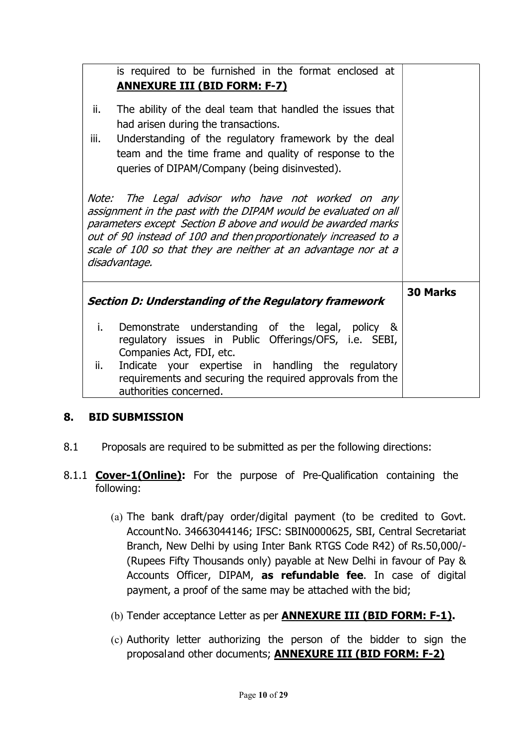| | |
|---|---|
| is required to be furnished in the format enclosed at **ANNEXURE III (BID FORM: F-7)**<br><br>ii. The ability of the deal team that handled the issues that had arisen during the transactions.<br>iii. Understanding of the regulatory framework by the deal team and the time frame and quality of response to the queries of DIPAM/Company (being disinvested).<br><br>*Note: The Legal advisor who have not worked on any assignment in the past with the DIPAM would be evaluated on all parameters except Section B above and would be awarded marks out of 90 instead of 100 and then proportionately increased to a scale of 100 so that they are neither at an advantage nor at a disadvantage.* | |
| ***Section D: Understanding of the Regulatory framework***<br><br>i. Demonstrate understanding of the legal, policy & regulatory issues in Public Offerings/OFS, i.e. SEBI, Companies Act, FDI, etc.<br>ii. Indicate your expertise in handling the regulatory requirements and securing the required approvals from the authorities concerned. | **30 Marks** |

## 8. BID SUBMISSION

8.1 Proposals are required to be submitted as per the following directions:

8.1.1 **Cover-1(Online):** For the purpose of Pre-Qualification containing the following:

(a) The bank draft/pay order/digital payment (to be credited to Govt. Account No. 34663044146; IFSC: SBIN0000625, SBI, Central Secretariat Branch, New Delhi by using Inter Bank RTGS Code R42) of Rs.50,000/- (Rupees Fifty Thousands only) payable at New Delhi in favour of Pay & Accounts Officer, DIPAM, **as refundable fee**. In case of digital payment, a proof of the same may be attached with the bid;

(b) Tender acceptance Letter as per **ANNEXURE III (BID FORM: F-1).**

(c) Authority letter authorizing the person of the bidder to sign the proposal and other documents; **ANNEXURE III (BID FORM: F-2)**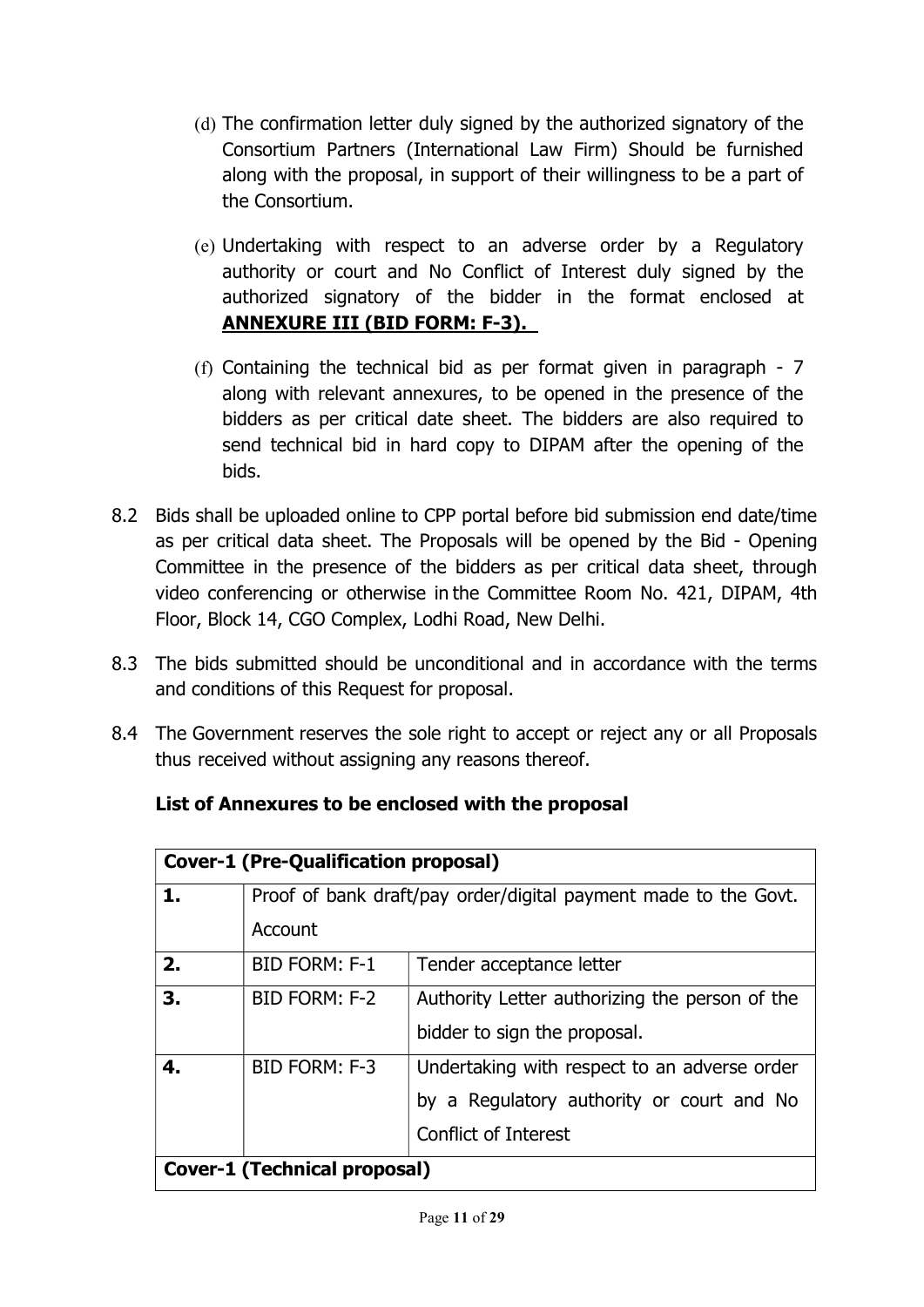(d) The confirmation letter duly signed by the authorized signatory of the Consortium Partners (International Law Firm) Should be furnished along with the proposal, in support of their willingness to be a part of the Consortium.

(e) Undertaking with respect to an adverse order by a Regulatory authority or court and No Conflict of Interest duly signed by the authorized signatory of the bidder in the format enclosed at **ANNEXURE III (BID FORM: F-3).**

(f) Containing the technical bid as per format given in paragraph - 7 along with relevant annexures, to be opened in the presence of the bidders as per critical date sheet. The bidders are also required to send technical bid in hard copy to DIPAM after the opening of the bids.

8.2 Bids shall be uploaded online to CPP portal before bid submission end date/time as per critical data sheet. The Proposals will be opened by the Bid - Opening Committee in the presence of the bidders as per critical data sheet, through video conferencing or otherwise in the Committee Room No. 421, DIPAM, 4th Floor, Block 14, CGO Complex, Lodhi Road, New Delhi.

8.3 The bids submitted should be unconditional and in accordance with the terms and conditions of this Request for proposal.

8.4 The Government reserves the sole right to accept or reject any or all Proposals thus received without assigning any reasons thereof.

**List of Annexures to be enclosed with the proposal**

| **Cover-1 (Pre-Qualification proposal)** | | |
|---|---|---|
| **1.** | Proof of bank draft/pay order/digital payment made to the Govt. Account | |
| **2.** | BID FORM: F-1 | Tender acceptance letter |
| **3.** | BID FORM: F-2 | Authority Letter authorizing the person of the bidder to sign the proposal. |
| **4.** | BID FORM: F-3 | Undertaking with respect to an adverse order by a Regulatory authority or court and No Conflict of Interest |
| **Cover-1 (Technical proposal)** | | |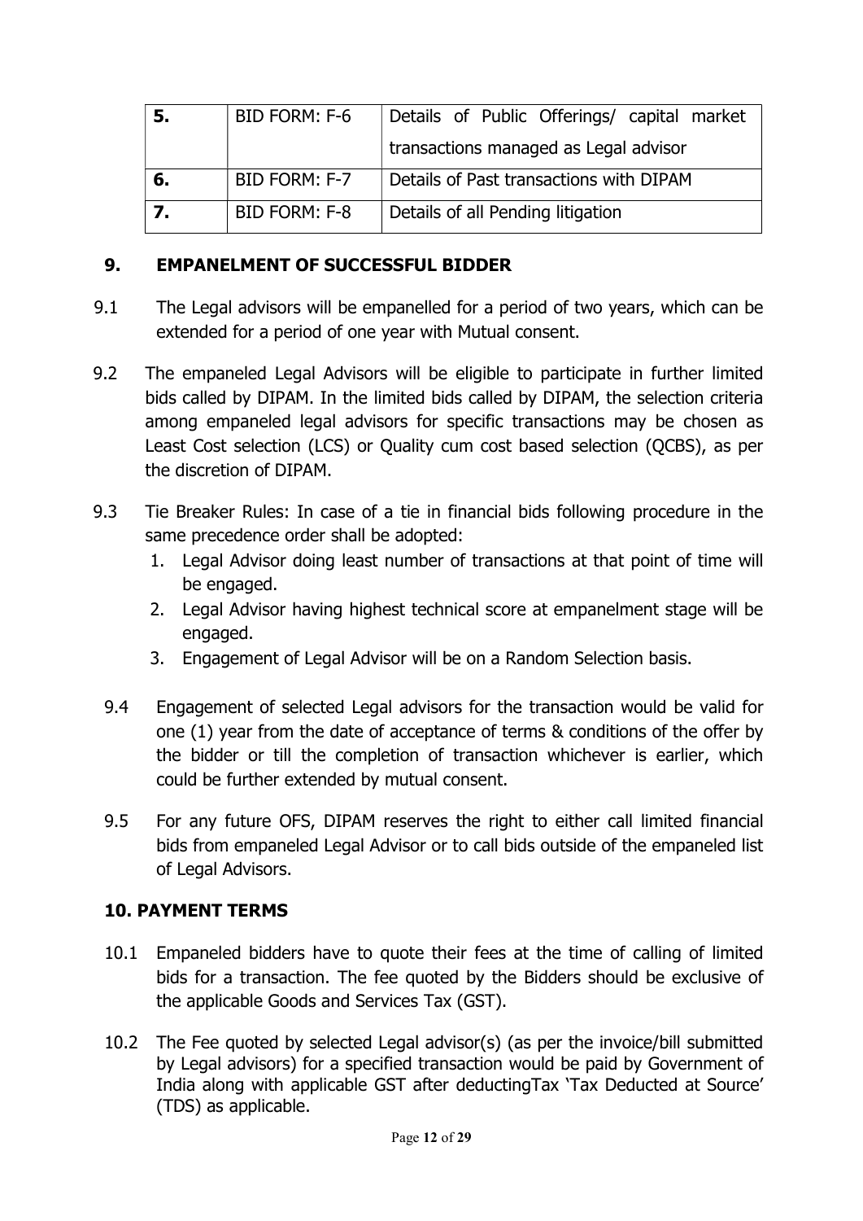| 5. | BID FORM: F-6 | Details of Public Offerings/ capital market transactions managed as Legal advisor |
|---|---|---|
| 6. | BID FORM: F-7 | Details of Past transactions with DIPAM |
| 7. | BID FORM: F-8 | Details of all Pending litigation |

## 9. EMPANELMENT OF SUCCESSFUL BIDDER

9.1 The Legal advisors will be empanelled for a period of two years, which can be extended for a period of one year with Mutual consent.

9.2 The empaneled Legal Advisors will be eligible to participate in further limited bids called by DIPAM. In the limited bids called by DIPAM, the selection criteria among empaneled legal advisors for specific transactions may be chosen as Least Cost selection (LCS) or Quality cum cost based selection (QCBS), as per the discretion of DIPAM.

9.3 Tie Breaker Rules: In case of a tie in financial bids following procedure in the same precedence order shall be adopted:

1. Legal Advisor doing least number of transactions at that point of time will be engaged.
2. Legal Advisor having highest technical score at empanelment stage will be engaged.
3. Engagement of Legal Advisor will be on a Random Selection basis.

9.4 Engagement of selected Legal advisors for the transaction would be valid for one (1) year from the date of acceptance of terms & conditions of the offer by the bidder or till the completion of transaction whichever is earlier, which could be further extended by mutual consent.

9.5 For any future OFS, DIPAM reserves the right to either call limited financial bids from empaneled Legal Advisor or to call bids outside of the empaneled list of Legal Advisors.

## 10. PAYMENT TERMS

10.1 Empaneled bidders have to quote their fees at the time of calling of limited bids for a transaction. The fee quoted by the Bidders should be exclusive of the applicable Goods and Services Tax (GST).

10.2 The Fee quoted by selected Legal advisor(s) (as per the invoice/bill submitted by Legal advisors) for a specified transaction would be paid by Government of India along with applicable GST after deductingTax 'Tax Deducted at Source' (TDS) as applicable.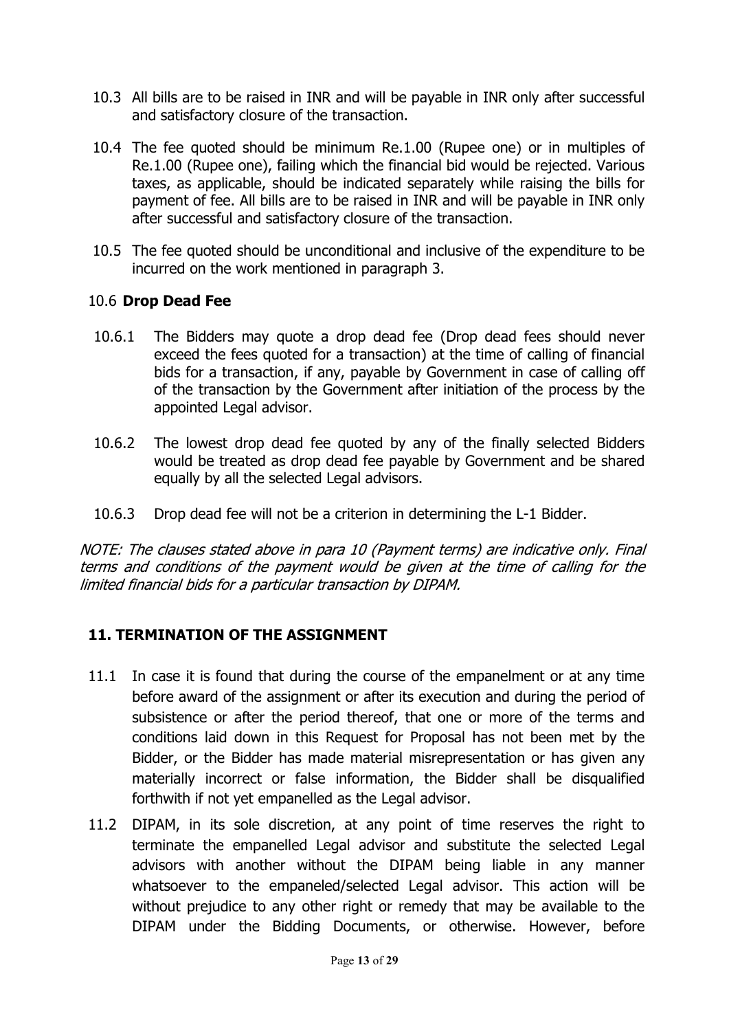10.3 All bills are to be raised in INR and will be payable in INR only after successful and satisfactory closure of the transaction.

10.4 The fee quoted should be minimum Re.1.00 (Rupee one) or in multiples of Re.1.00 (Rupee one), failing which the financial bid would be rejected. Various taxes, as applicable, should be indicated separately while raising the bills for payment of fee. All bills are to be raised in INR and will be payable in INR only after successful and satisfactory closure of the transaction.

10.5 The fee quoted should be unconditional and inclusive of the expenditure to be incurred on the work mentioned in paragraph 3.

10.6 **Drop Dead Fee**

10.6.1 The Bidders may quote a drop dead fee (Drop dead fees should never exceed the fees quoted for a transaction) at the time of calling of financial bids for a transaction, if any, payable by Government in case of calling off of the transaction by the Government after initiation of the process by the appointed Legal advisor.

10.6.2 The lowest drop dead fee quoted by any of the finally selected Bidders would be treated as drop dead fee payable by Government and be shared equally by all the selected Legal advisors.

10.6.3 Drop dead fee will not be a criterion in determining the L-1 Bidder.

*NOTE: The clauses stated above in para 10 (Payment terms) are indicative only. Final terms and conditions of the payment would be given at the time of calling for the limited financial bids for a particular transaction by DIPAM.*

## 11. TERMINATION OF THE ASSIGNMENT

11.1 In case it is found that during the course of the empanelment or at any time before award of the assignment or after its execution and during the period of subsistence or after the period thereof, that one or more of the terms and conditions laid down in this Request for Proposal has not been met by the Bidder, or the Bidder has made material misrepresentation or has given any materially incorrect or false information, the Bidder shall be disqualified forthwith if not yet empanelled as the Legal advisor.

11.2 DIPAM, in its sole discretion, at any point of time reserves the right to terminate the empanelled Legal advisor and substitute the selected Legal advisors with another without the DIPAM being liable in any manner whatsoever to the empaneled/selected Legal advisor. This action will be without prejudice to any other right or remedy that may be available to the DIPAM under the Bidding Documents, or otherwise. However, before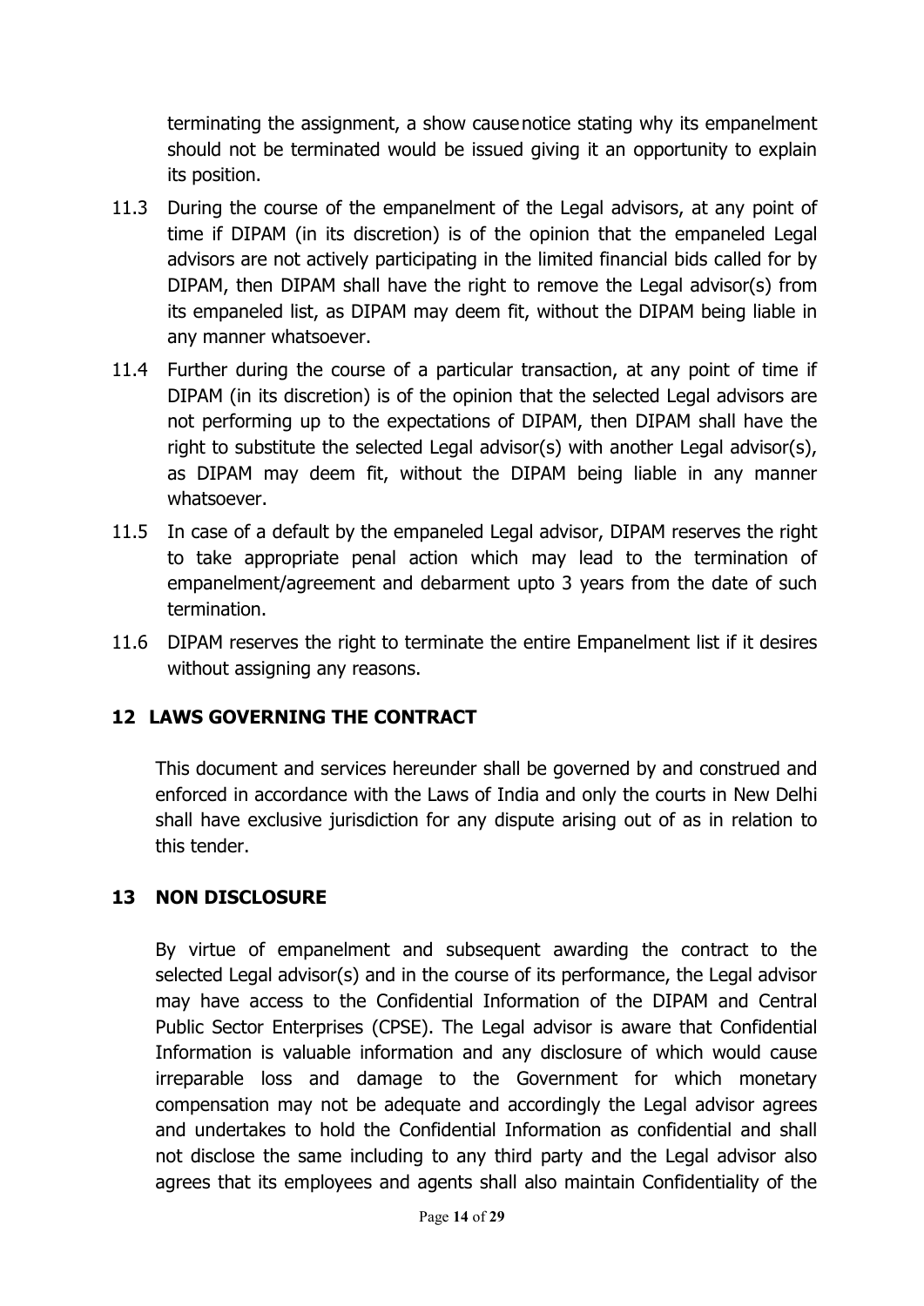terminating the assignment, a show cause notice stating why its empanelment should not be terminated would be issued giving it an opportunity to explain its position.

11.3 During the course of the empanelment of the Legal advisors, at any point of time if DIPAM (in its discretion) is of the opinion that the empaneled Legal advisors are not actively participating in the limited financial bids called for by DIPAM, then DIPAM shall have the right to remove the Legal advisor(s) from its empaneled list, as DIPAM may deem fit, without the DIPAM being liable in any manner whatsoever.

11.4 Further during the course of a particular transaction, at any point of time if DIPAM (in its discretion) is of the opinion that the selected Legal advisors are not performing up to the expectations of DIPAM, then DIPAM shall have the right to substitute the selected Legal advisor(s) with another Legal advisor(s), as DIPAM may deem fit, without the DIPAM being liable in any manner whatsoever.

11.5 In case of a default by the empaneled Legal advisor, DIPAM reserves the right to take appropriate penal action which may lead to the termination of empanelment/agreement and debarment upto 3 years from the date of such termination.

11.6 DIPAM reserves the right to terminate the entire Empanelment list if it desires without assigning any reasons.

## 12 LAWS GOVERNING THE CONTRACT

This document and services hereunder shall be governed by and construed and enforced in accordance with the Laws of India and only the courts in New Delhi shall have exclusive jurisdiction for any dispute arising out of as in relation to this tender.

## 13 NON DISCLOSURE

By virtue of empanelment and subsequent awarding the contract to the selected Legal advisor(s) and in the course of its performance, the Legal advisor may have access to the Confidential Information of the DIPAM and Central Public Sector Enterprises (CPSE). The Legal advisor is aware that Confidential Information is valuable information and any disclosure of which would cause irreparable loss and damage to the Government for which monetary compensation may not be adequate and accordingly the Legal advisor agrees and undertakes to hold the Confidential Information as confidential and shall not disclose the same including to any third party and the Legal advisor also agrees that its employees and agents shall also maintain Confidentiality of the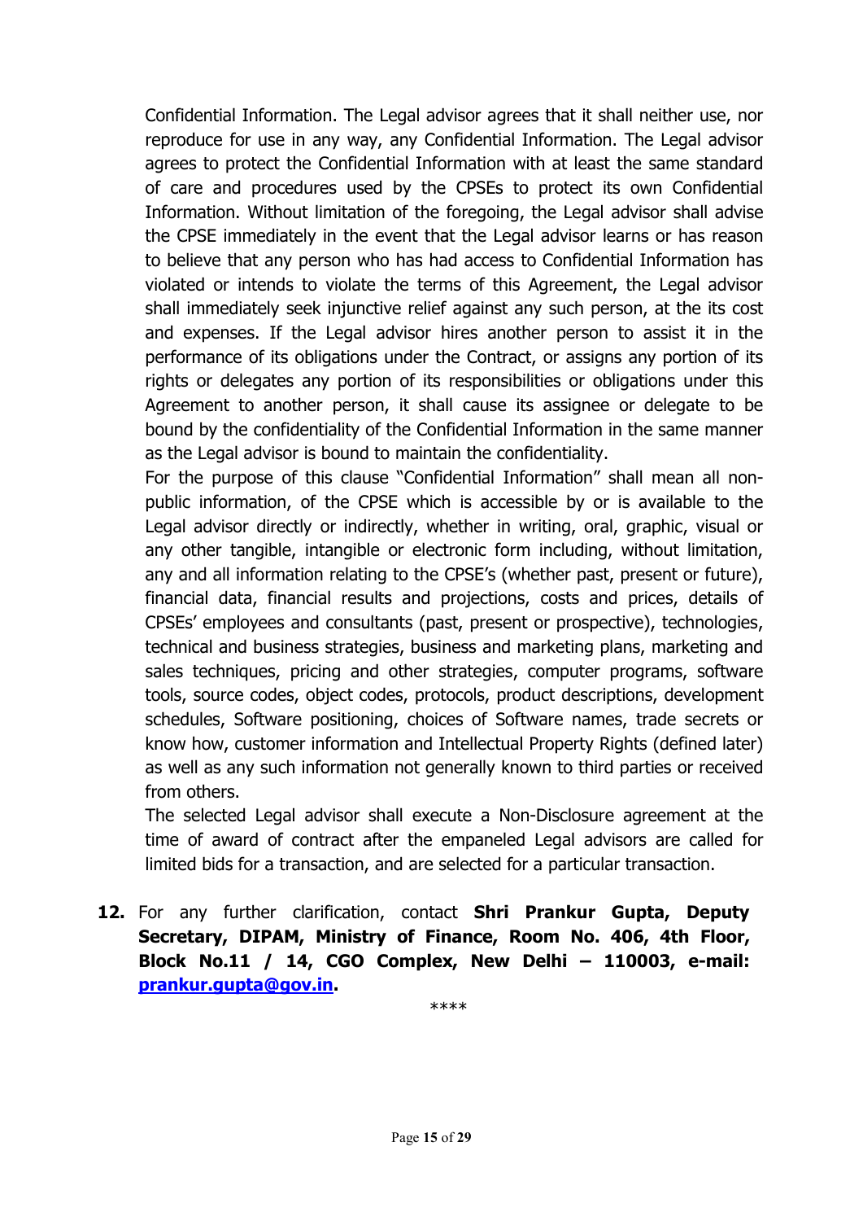Confidential Information. The Legal advisor agrees that it shall neither use, nor reproduce for use in any way, any Confidential Information. The Legal advisor agrees to protect the Confidential Information with at least the same standard of care and procedures used by the CPSEs to protect its own Confidential Information. Without limitation of the foregoing, the Legal advisor shall advise the CPSE immediately in the event that the Legal advisor learns or has reason to believe that any person who has had access to Confidential Information has violated or intends to violate the terms of this Agreement, the Legal advisor shall immediately seek injunctive relief against any such person, at the its cost and expenses. If the Legal advisor hires another person to assist it in the performance of its obligations under the Contract, or assigns any portion of its rights or delegates any portion of its responsibilities or obligations under this Agreement to another person, it shall cause its assignee or delegate to be bound by the confidentiality of the Confidential Information in the same manner as the Legal advisor is bound to maintain the confidentiality.

For the purpose of this clause "Confidential Information" shall mean all non-public information, of the CPSE which is accessible by or is available to the Legal advisor directly or indirectly, whether in writing, oral, graphic, visual or any other tangible, intangible or electronic form including, without limitation, any and all information relating to the CPSE's (whether past, present or future), financial data, financial results and projections, costs and prices, details of CPSEs' employees and consultants (past, present or prospective), technologies, technical and business strategies, business and marketing plans, marketing and sales techniques, pricing and other strategies, computer programs, software tools, source codes, object codes, protocols, product descriptions, development schedules, Software positioning, choices of Software names, trade secrets or know how, customer information and Intellectual Property Rights (defined later) as well as any such information not generally known to third parties or received from others.

The selected Legal advisor shall execute a Non-Disclosure agreement at the time of award of contract after the empaneled Legal advisors are called for limited bids for a transaction, and are selected for a particular transaction.

**12.** For any further clarification, contact **Shri Prankur Gupta, Deputy Secretary, DIPAM, Ministry of Finance, Room No. 406, 4th Floor, Block No.11 / 14, CGO Complex, New Delhi – 110003, e-mail: prankur.gupta@gov.in.**

****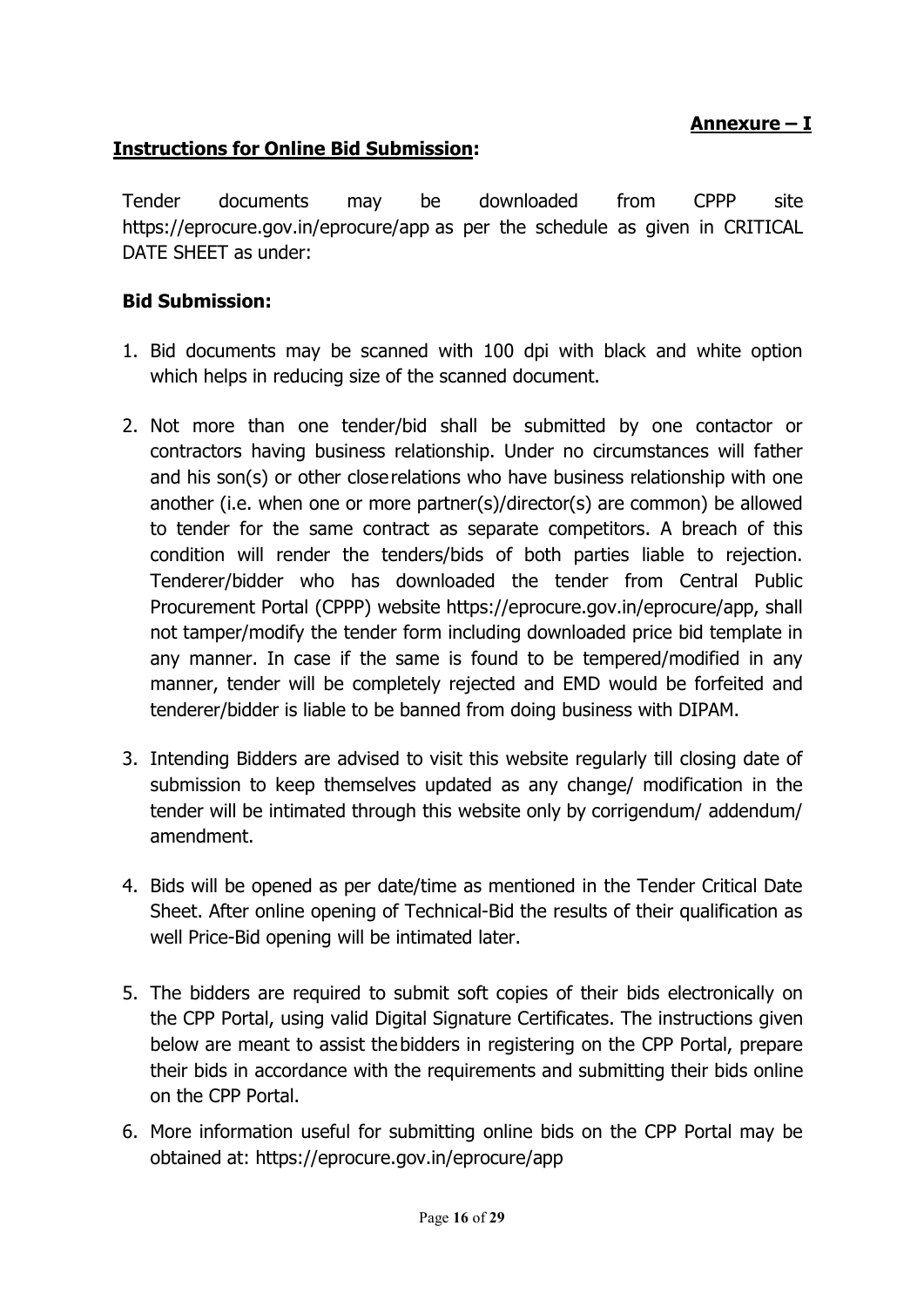**Annexure – I**

## Instructions for Online Bid Submission:

Tender documents may be downloaded from CPPP site https://eprocure.gov.in/eprocure/app as per the schedule as given in CRITICAL DATE SHEET as under:

### Bid Submission:

1. Bid documents may be scanned with 100 dpi with black and white option which helps in reducing size of the scanned document.

2. Not more than one tender/bid shall be submitted by one contactor or contractors having business relationship. Under no circumstances will father and his son(s) or other close relations who have business relationship with one another (i.e. when one or more partner(s)/director(s) are common) be allowed to tender for the same contract as separate competitors. A breach of this condition will render the tenders/bids of both parties liable to rejection. Tenderer/bidder who has downloaded the tender from Central Public Procurement Portal (CPPP) website https://eprocure.gov.in/eprocure/app, shall not tamper/modify the tender form including downloaded price bid template in any manner. In case if the same is found to be tempered/modified in any manner, tender will be completely rejected and EMD would be forfeited and tenderer/bidder is liable to be banned from doing business with DIPAM.

3. Intending Bidders are advised to visit this website regularly till closing date of submission to keep themselves updated as any change/ modification in the tender will be intimated through this website only by corrigendum/ addendum/ amendment.

4. Bids will be opened as per date/time as mentioned in the Tender Critical Date Sheet. After online opening of Technical-Bid the results of their qualification as well Price-Bid opening will be intimated later.

5. The bidders are required to submit soft copies of their bids electronically on the CPP Portal, using valid Digital Signature Certificates. The instructions given below are meant to assist the bidders in registering on the CPP Portal, prepare their bids in accordance with the requirements and submitting their bids online on the CPP Portal.

6. More information useful for submitting online bids on the CPP Portal may be obtained at: https://eprocure.gov.in/eprocure/app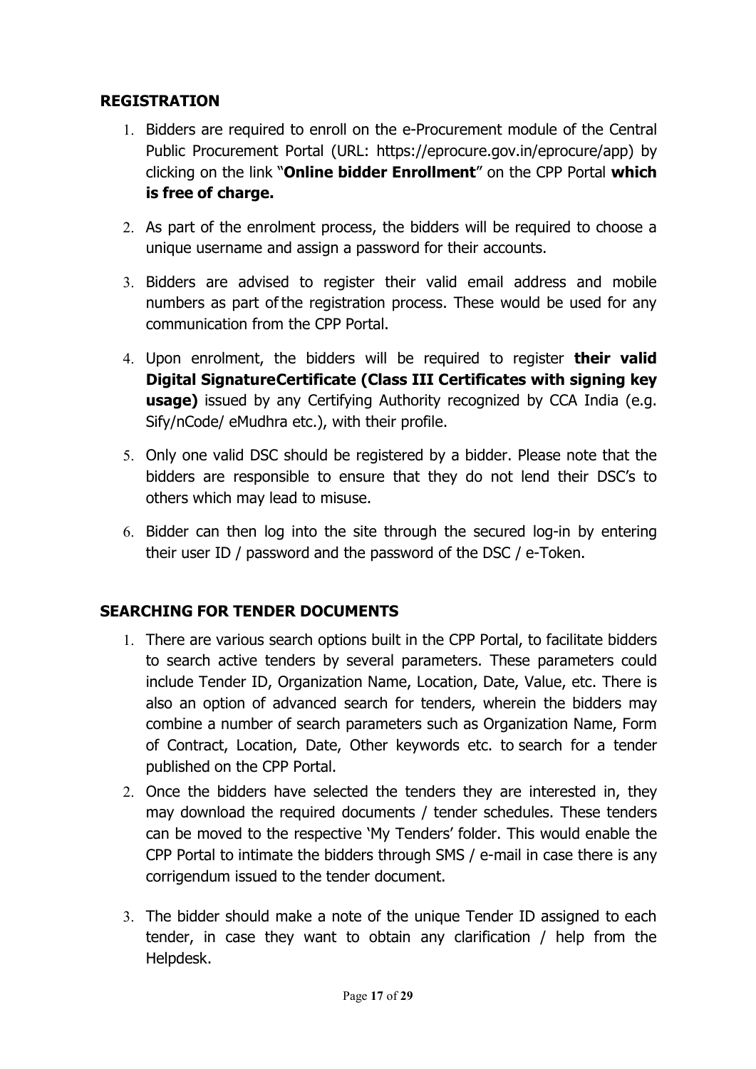## REGISTRATION

1. Bidders are required to enroll on the e-Procurement module of the Central Public Procurement Portal (URL: https://eprocure.gov.in/eprocure/app) by clicking on the link "**Online bidder Enrollment**" on the CPP Portal **which is free of charge.**
2. As part of the enrolment process, the bidders will be required to choose a unique username and assign a password for their accounts.
3. Bidders are advised to register their valid email address and mobile numbers as part of the registration process. These would be used for any communication from the CPP Portal.
4. Upon enrolment, the bidders will be required to register **their valid Digital SignatureCertificate (Class III Certificates with signing key usage)** issued by any Certifying Authority recognized by CCA India (e.g. Sify/nCode/ eMudhra etc.), with their profile.
5. Only one valid DSC should be registered by a bidder. Please note that the bidders are responsible to ensure that they do not lend their DSC's to others which may lead to misuse.
6. Bidder can then log into the site through the secured log-in by entering their user ID / password and the password of the DSC / e-Token.

## SEARCHING FOR TENDER DOCUMENTS

1. There are various search options built in the CPP Portal, to facilitate bidders to search active tenders by several parameters. These parameters could include Tender ID, Organization Name, Location, Date, Value, etc. There is also an option of advanced search for tenders, wherein the bidders may combine a number of search parameters such as Organization Name, Form of Contract, Location, Date, Other keywords etc. to search for a tender published on the CPP Portal.
2. Once the bidders have selected the tenders they are interested in, they may download the required documents / tender schedules. These tenders can be moved to the respective 'My Tenders' folder. This would enable the CPP Portal to intimate the bidders through SMS / e-mail in case there is any corrigendum issued to the tender document.
3. The bidder should make a note of the unique Tender ID assigned to each tender, in case they want to obtain any clarification / help from the Helpdesk.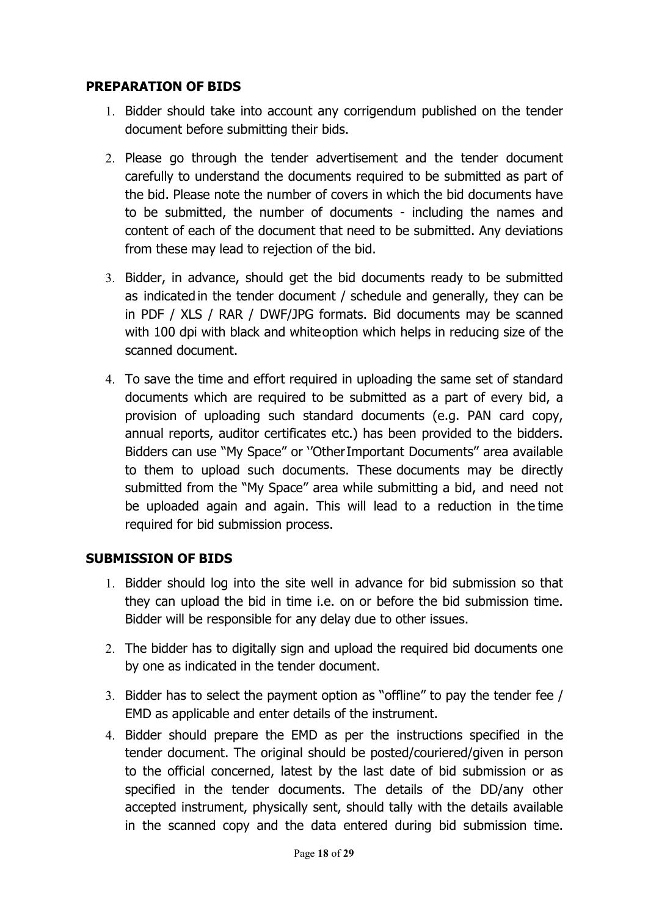## PREPARATION OF BIDS

1. Bidder should take into account any corrigendum published on the tender document before submitting their bids.
2. Please go through the tender advertisement and the tender document carefully to understand the documents required to be submitted as part of the bid. Please note the number of covers in which the bid documents have to be submitted, the number of documents - including the names and content of each of the document that need to be submitted. Any deviations from these may lead to rejection of the bid.
3. Bidder, in advance, should get the bid documents ready to be submitted as indicated in the tender document / schedule and generally, they can be in PDF / XLS / RAR / DWF/JPG formats. Bid documents may be scanned with 100 dpi with black and white option which helps in reducing size of the scanned document.
4. To save the time and effort required in uploading the same set of standard documents which are required to be submitted as a part of every bid, a provision of uploading such standard documents (e.g. PAN card copy, annual reports, auditor certificates etc.) has been provided to the bidders. Bidders can use "My Space" or ''Other Important Documents" area available to them to upload such documents. These documents may be directly submitted from the "My Space" area while submitting a bid, and need not be uploaded again and again. This will lead to a reduction in the time required for bid submission process.

## SUBMISSION OF BIDS

1. Bidder should log into the site well in advance for bid submission so that they can upload the bid in time i.e. on or before the bid submission time. Bidder will be responsible for any delay due to other issues.
2. The bidder has to digitally sign and upload the required bid documents one by one as indicated in the tender document.
3. Bidder has to select the payment option as "offline" to pay the tender fee / EMD as applicable and enter details of the instrument.
4. Bidder should prepare the EMD as per the instructions specified in the tender document. The original should be posted/couriered/given in person to the official concerned, latest by the last date of bid submission or as specified in the tender documents. The details of the DD/any other accepted instrument, physically sent, should tally with the details available in the scanned copy and the data entered during bid submission time.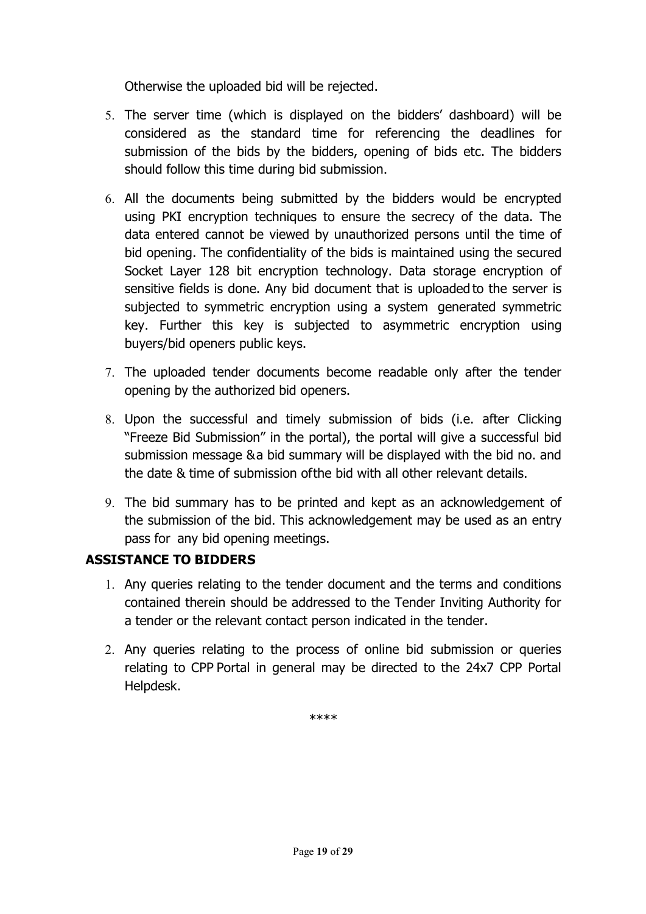Otherwise the uploaded bid will be rejected.

5. The server time (which is displayed on the bidders' dashboard) will be considered as the standard time for referencing the deadlines for submission of the bids by the bidders, opening of bids etc. The bidders should follow this time during bid submission.

6. All the documents being submitted by the bidders would be encrypted using PKI encryption techniques to ensure the secrecy of the data. The data entered cannot be viewed by unauthorized persons until the time of bid opening. The confidentiality of the bids is maintained using the secured Socket Layer 128 bit encryption technology. Data storage encryption of sensitive fields is done. Any bid document that is uploaded to the server is subjected to symmetric encryption using a system generated symmetric key. Further this key is subjected to asymmetric encryption using buyers/bid openers public keys.

7. The uploaded tender documents become readable only after the tender opening by the authorized bid openers.

8. Upon the successful and timely submission of bids (i.e. after Clicking "Freeze Bid Submission" in the portal), the portal will give a successful bid submission message &a bid summary will be displayed with the bid no. and the date & time of submission ofthe bid with all other relevant details.

9. The bid summary has to be printed and kept as an acknowledgement of the submission of the bid. This acknowledgement may be used as an entry pass for any bid opening meetings.

## ASSISTANCE TO BIDDERS

1. Any queries relating to the tender document and the terms and conditions contained therein should be addressed to the Tender Inviting Authority for a tender or the relevant contact person indicated in the tender.

2. Any queries relating to the process of online bid submission or queries relating to CPP Portal in general may be directed to the 24x7 CPP Portal Helpdesk.

****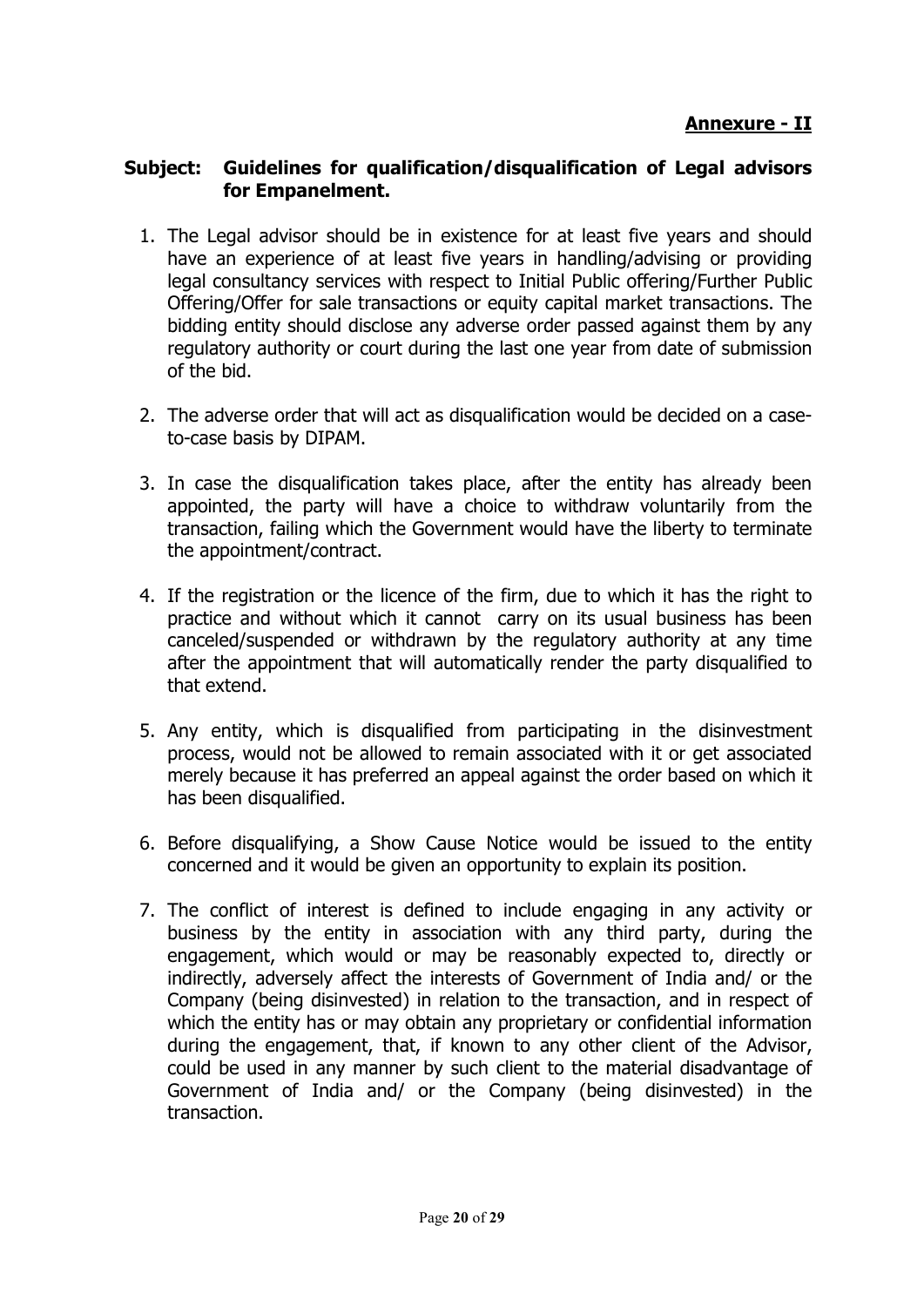**Annexure - II**

**Subject: Guidelines for qualification/disqualification of Legal advisors for Empanelment.**

1. The Legal advisor should be in existence for at least five years and should have an experience of at least five years in handling/advising or providing legal consultancy services with respect to Initial Public offering/Further Public Offering/Offer for sale transactions or equity capital market transactions. The bidding entity should disclose any adverse order passed against them by any regulatory authority or court during the last one year from date of submission of the bid.

2. The adverse order that will act as disqualification would be decided on a case-to-case basis by DIPAM.

3. In case the disqualification takes place, after the entity has already been appointed, the party will have a choice to withdraw voluntarily from the transaction, failing which the Government would have the liberty to terminate the appointment/contract.

4. If the registration or the licence of the firm, due to which it has the right to practice and without which it cannot carry on its usual business has been canceled/suspended or withdrawn by the regulatory authority at any time after the appointment that will automatically render the party disqualified to that extend.

5. Any entity, which is disqualified from participating in the disinvestment process, would not be allowed to remain associated with it or get associated merely because it has preferred an appeal against the order based on which it has been disqualified.

6. Before disqualifying, a Show Cause Notice would be issued to the entity concerned and it would be given an opportunity to explain its position.

7. The conflict of interest is defined to include engaging in any activity or business by the entity in association with any third party, during the engagement, which would or may be reasonably expected to, directly or indirectly, adversely affect the interests of Government of India and/ or the Company (being disinvested) in relation to the transaction, and in respect of which the entity has or may obtain any proprietary or confidential information during the engagement, that, if known to any other client of the Advisor, could be used in any manner by such client to the material disadvantage of Government of India and/ or the Company (being disinvested) in the transaction.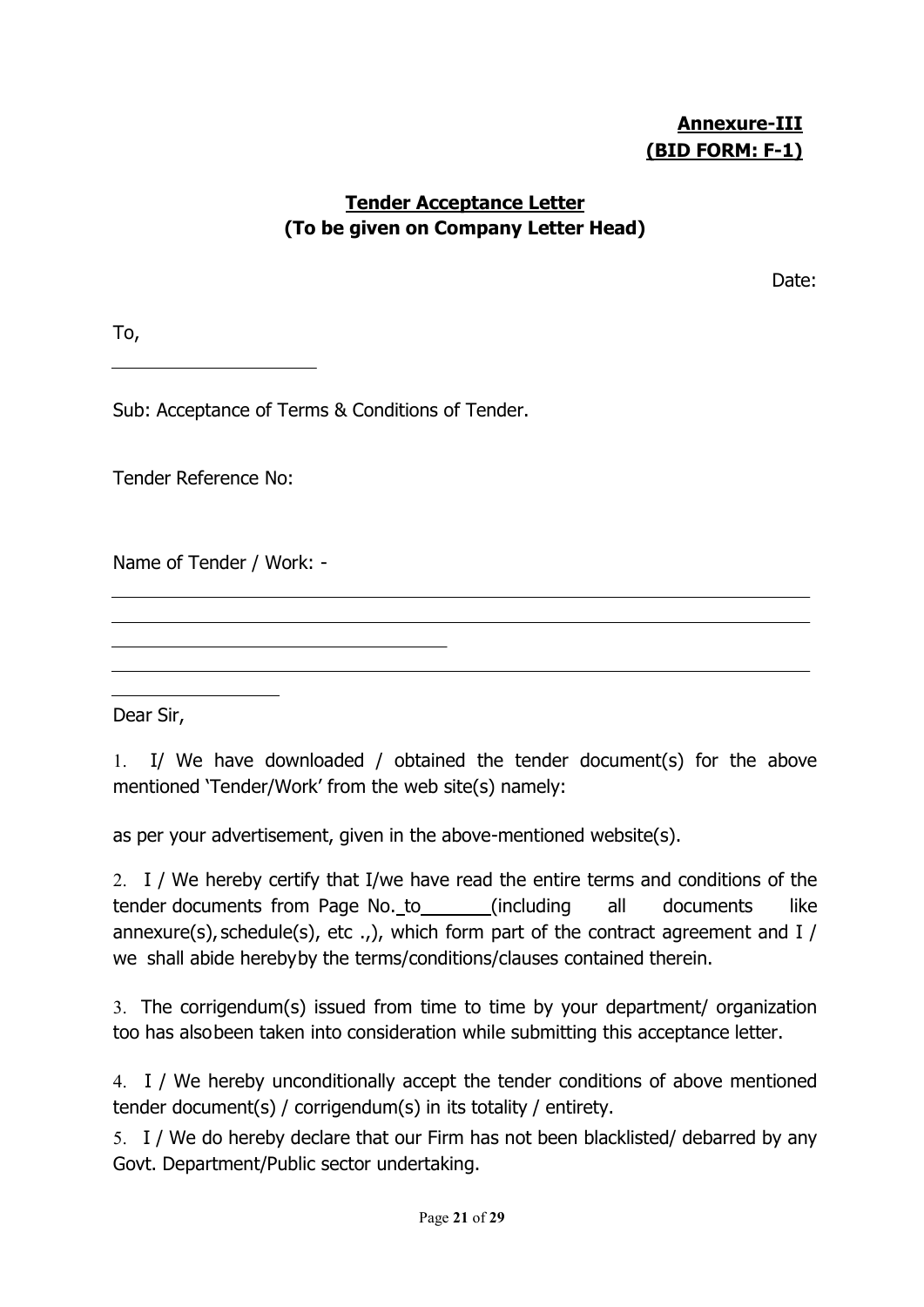**Annexure-III**
**(BID FORM: F-1)**

## Tender Acceptance Letter
**(To be given on Company Letter Head)**

Date:

To,

______________________

Sub: Acceptance of Terms & Conditions of Tender.

Tender Reference No:

Name of Tender / Work: -

__________________________________________________________________________

__________________________________________________________________________

____________________________________

__________________________________________________________________________

__________________

Dear Sir,

1. I/ We have downloaded / obtained the tender document(s) for the above mentioned 'Tender/Work' from the web site(s) namely:

as per your advertisement, given in the above-mentioned website(s).

2. I / We hereby certify that I/we have read the entire terms and conditions of the tender documents from Page No. to ______ (including all documents like annexure(s), schedule(s), etc .,), which form part of the contract agreement and I / we shall abide hereby by the terms/conditions/clauses contained therein.

3. The corrigendum(s) issued from time to time by your department/ organization too has also been taken into consideration while submitting this acceptance letter.

4. I / We hereby unconditionally accept the tender conditions of above mentioned tender document(s) / corrigendum(s) in its totality / entirety.

5. I / We do hereby declare that our Firm has not been blacklisted/ debarred by any Govt. Department/Public sector undertaking.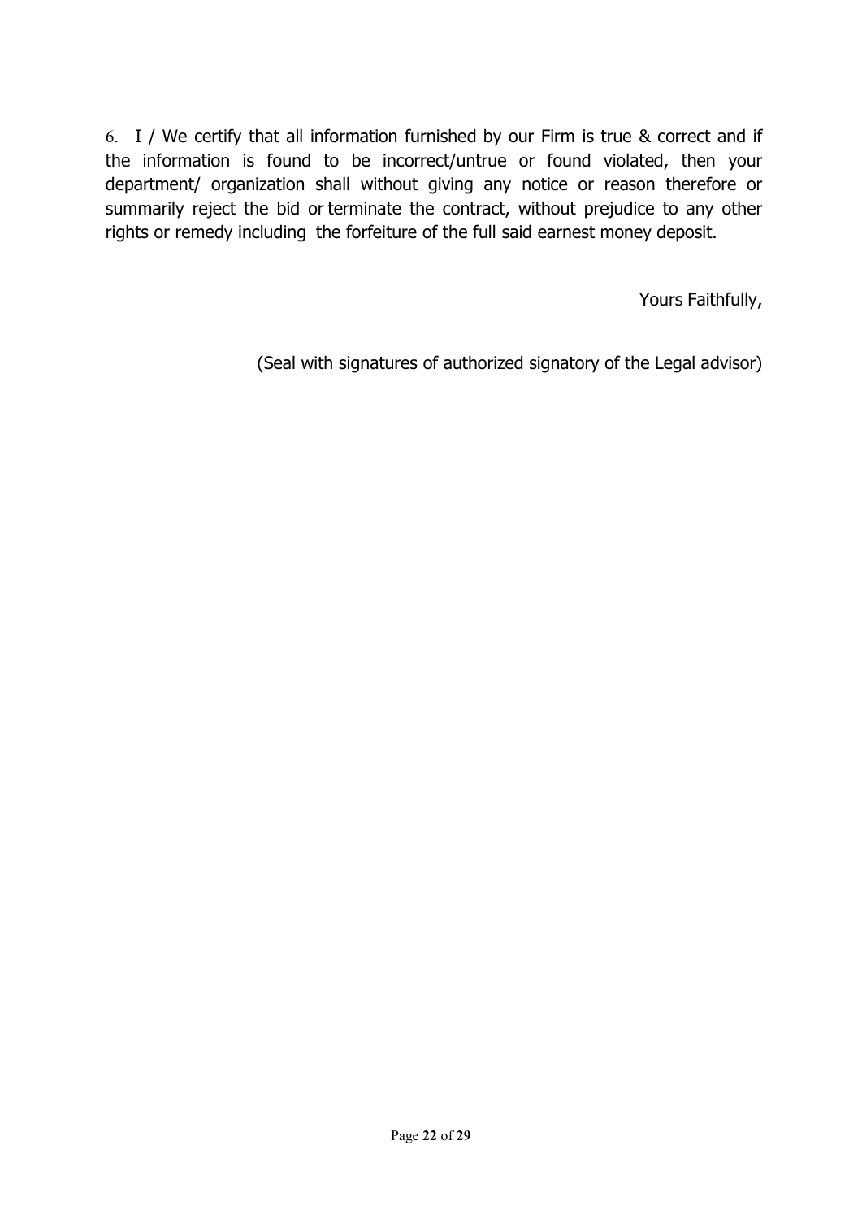6. I / We certify that all information furnished by our Firm is true & correct and if the information is found to be incorrect/untrue or found violated, then your department/ organization shall without giving any notice or reason therefore or summarily reject the bid or terminate the contract, without prejudice to any other rights or remedy including the forfeiture of the full said earnest money deposit.

Yours Faithfully,

(Seal with signatures of authorized signatory of the Legal advisor)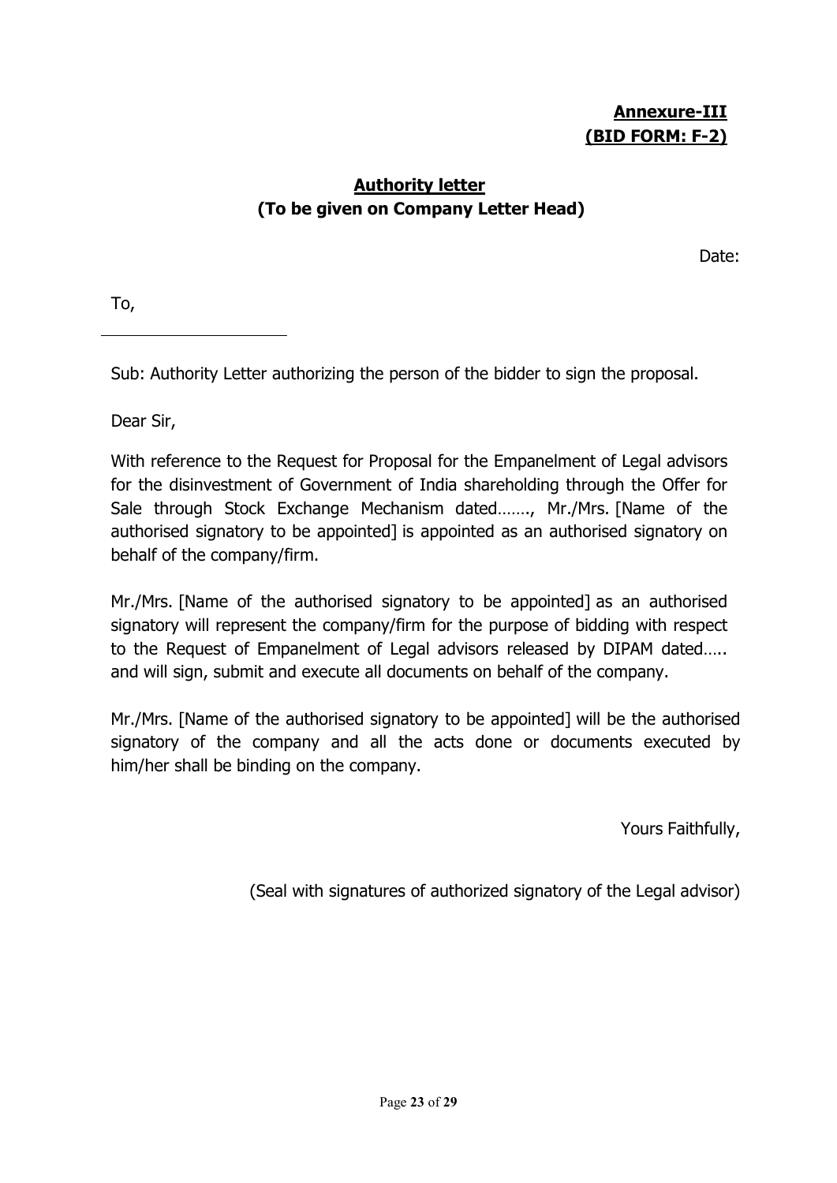**<u>Annexure-III</u>**
**<u>(BID FORM: F-2)</u>**

## <u>Authority letter</u>
**(To be given on Company Letter Head)**

Date:

To,

\_\_\_\_\_\_\_\_\_\_\_\_\_\_\_\_\_\_\_\_\_\_

Sub: Authority Letter authorizing the person of the bidder to sign the proposal.

Dear Sir,

With reference to the Request for Proposal for the Empanelment of Legal advisors for the disinvestment of Government of India shareholding through the Offer for Sale through Stock Exchange Mechanism dated……., Mr./Mrs. [Name of the authorised signatory to be appointed] is appointed as an authorised signatory on behalf of the company/firm.

Mr./Mrs. [Name of the authorised signatory to be appointed] as an authorised signatory will represent the company/firm for the purpose of bidding with respect to the Request of Empanelment of Legal advisors released by DIPAM dated….. and will sign, submit and execute all documents on behalf of the company.

Mr./Mrs. [Name of the authorised signatory to be appointed] will be the authorised signatory of the company and all the acts done or documents executed by him/her shall be binding on the company.

Yours Faithfully,

(Seal with signatures of authorized signatory of the Legal advisor)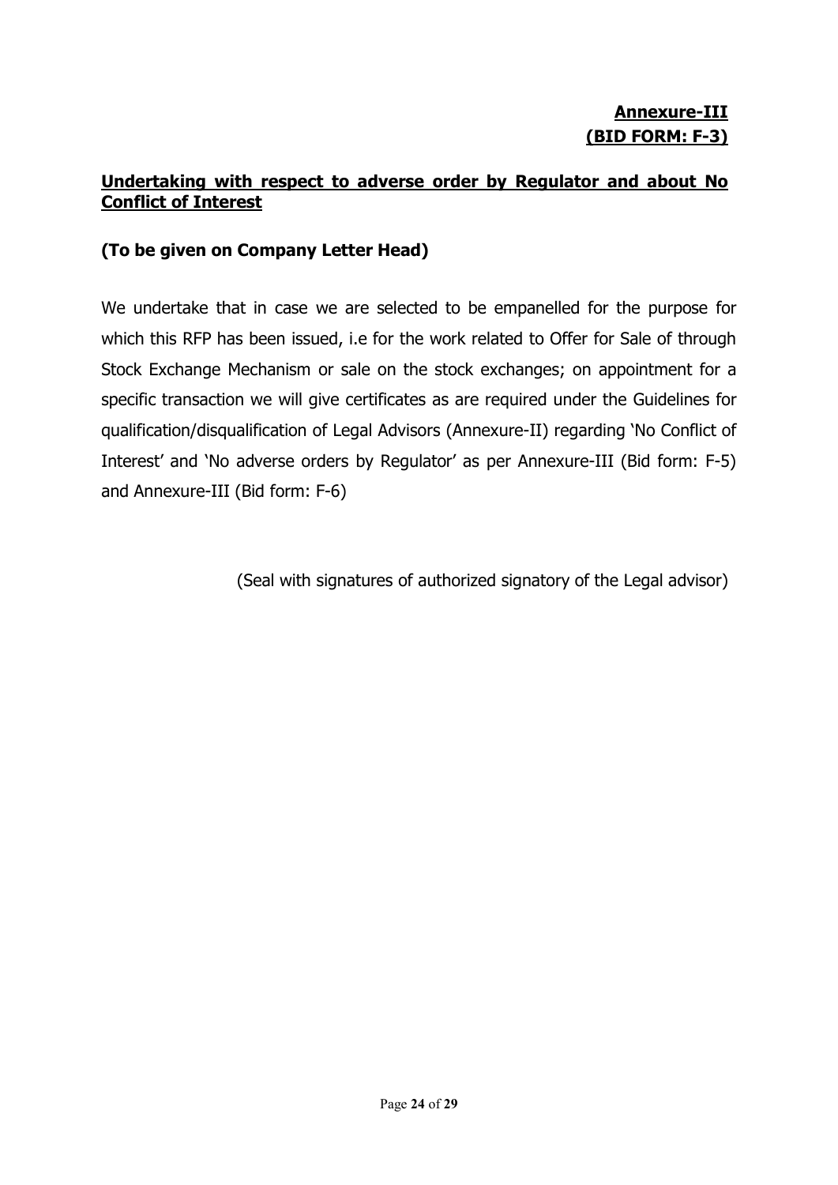**Annexure-III**
**(BID FORM: F-3)**

## Undertaking with respect to adverse order by Regulator and about No Conflict of Interest

**(To be given on Company Letter Head)**

We undertake that in case we are selected to be empanelled for the purpose for which this RFP has been issued, i.e for the work related to Offer for Sale of through Stock Exchange Mechanism or sale on the stock exchanges; on appointment for a specific transaction we will give certificates as are required under the Guidelines for qualification/disqualification of Legal Advisors (Annexure-II) regarding 'No Conflict of Interest' and 'No adverse orders by Regulator' as per Annexure-III (Bid form: F-5) and Annexure-III (Bid form: F-6)

(Seal with signatures of authorized signatory of the Legal advisor)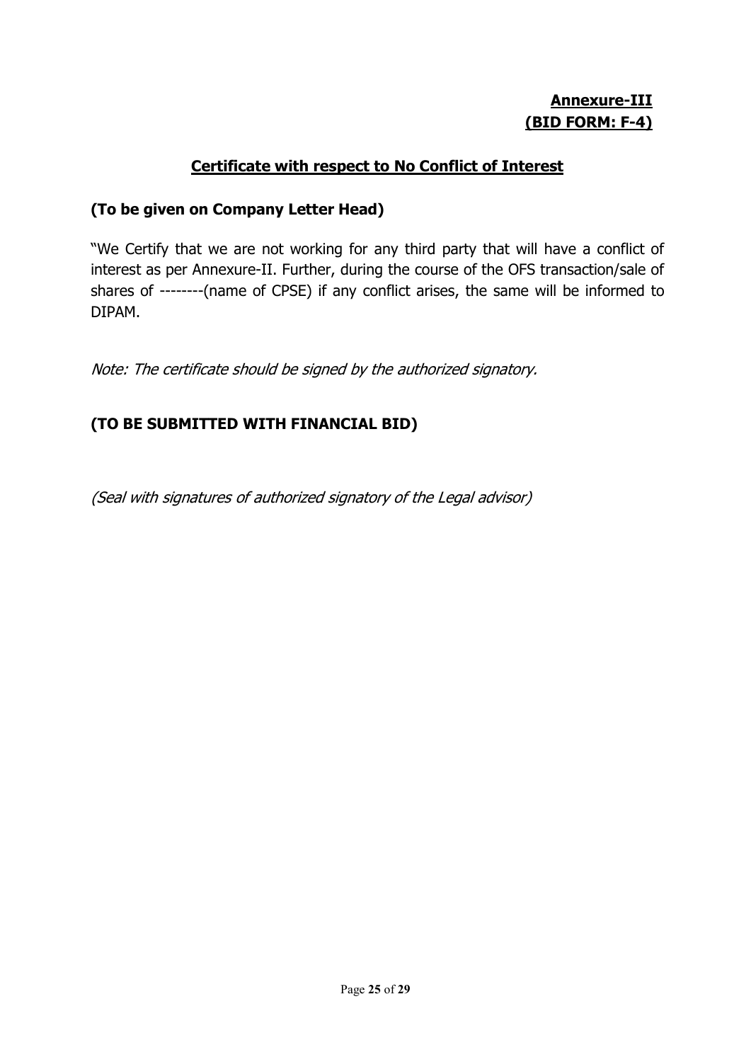**Annexure-III**
**(BID FORM: F-4)**

## Certificate with respect to No Conflict of Interest

**(To be given on Company Letter Head)**

"We Certify that we are not working for any third party that will have a conflict of interest as per Annexure-II. Further, during the course of the OFS transaction/sale of shares of --------(name of CPSE) if any conflict arises, the same will be informed to DIPAM.

*Note: The certificate should be signed by the authorized signatory.*

**(TO BE SUBMITTED WITH FINANCIAL BID)**

*(Seal with signatures of authorized signatory of the Legal advisor)*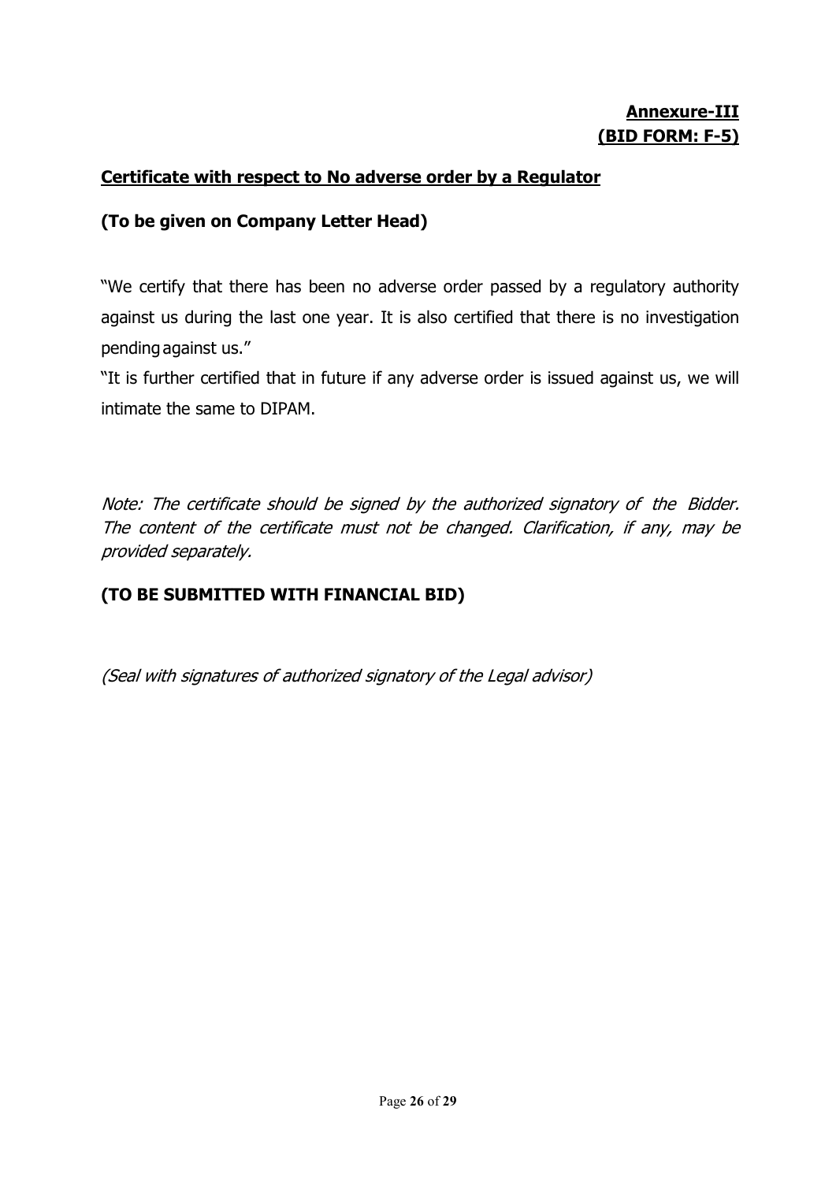**Annexure-III**
**(BID FORM: F-5)**

**Certificate with respect to No adverse order by a Regulator**

**(To be given on Company Letter Head)**

"We certify that there has been no adverse order passed by a regulatory authority against us during the last one year. It is also certified that there is no investigation pending against us."

"It is further certified that in future if any adverse order is issued against us, we will intimate the same to DIPAM.

*Note: The certificate should be signed by the authorized signatory of the Bidder. The content of the certificate must not be changed. Clarification, if any, may be provided separately.*

**(TO BE SUBMITTED WITH FINANCIAL BID)**

*(Seal with signatures of authorized signatory of the Legal advisor)*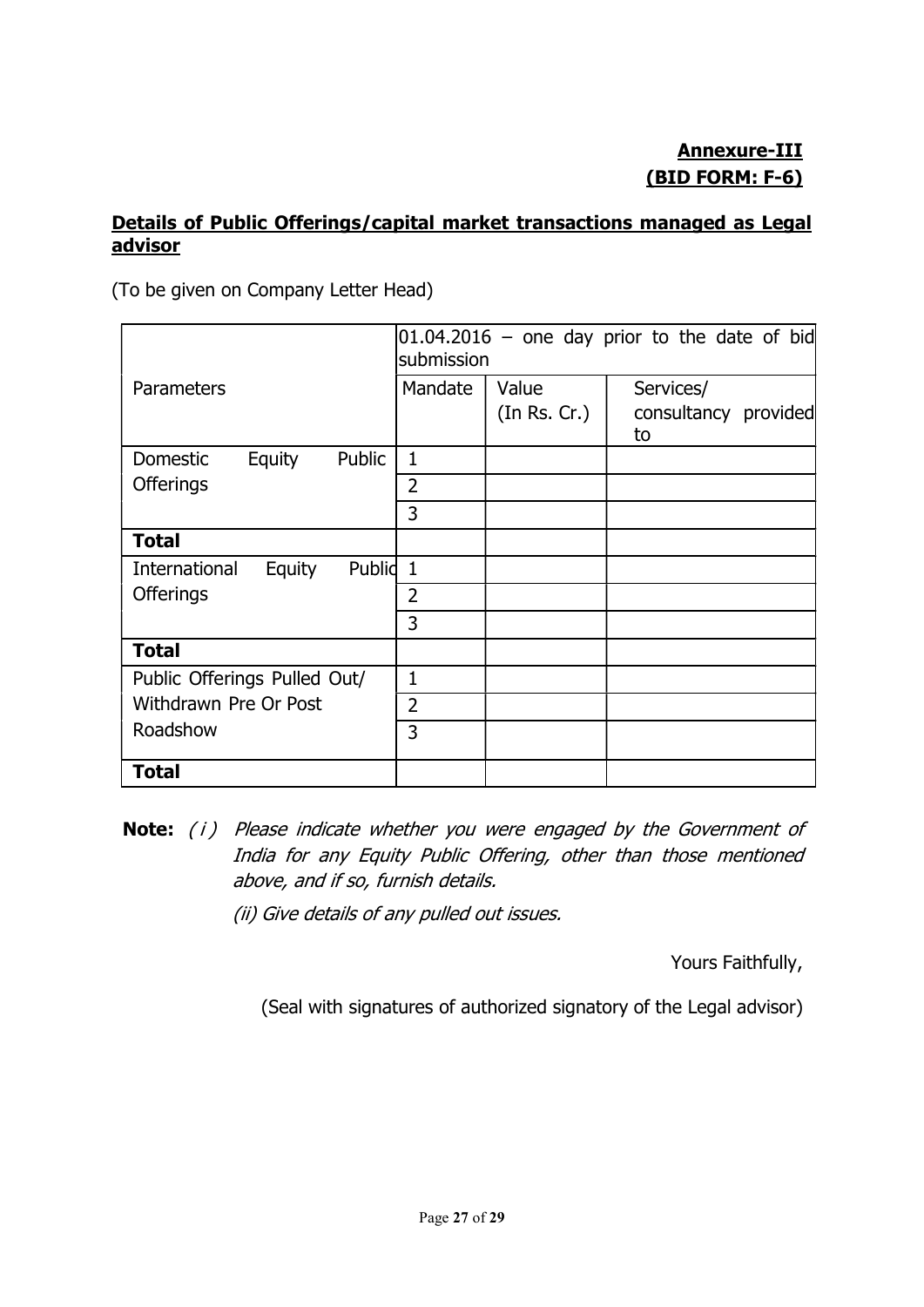**Annexure-III**
**(BID FORM: F-6)**

**Details of Public Offerings/capital market transactions managed as Legal advisor**

(To be given on Company Letter Head)

| Parameters | 01.04.2016 – one day prior to the date of bid submission | | |
|---|---|---|---|
| | Mandate | Value (In Rs. Cr.) | Services/ consultancy provided to |
| Domestic Equity Public Offerings | 1 | | |
| | 2 | | |
| | 3 | | |
| **Total** | | | |
| International Equity Public Offerings | 1 | | |
| | 2 | | |
| | 3 | | |
| **Total** | | | |
| Public Offerings Pulled Out/ Withdrawn Pre Or Post Roadshow | 1 | | |
| | 2 | | |
| | 3 | | |
| **Total** | | | |

**Note:** *(i) Please indicate whether you were engaged by the Government of India for any Equity Public Offering, other than those mentioned above, and if so, furnish details.*

*(ii) Give details of any pulled out issues.*

Yours Faithfully,

(Seal with signatures of authorized signatory of the Legal advisor)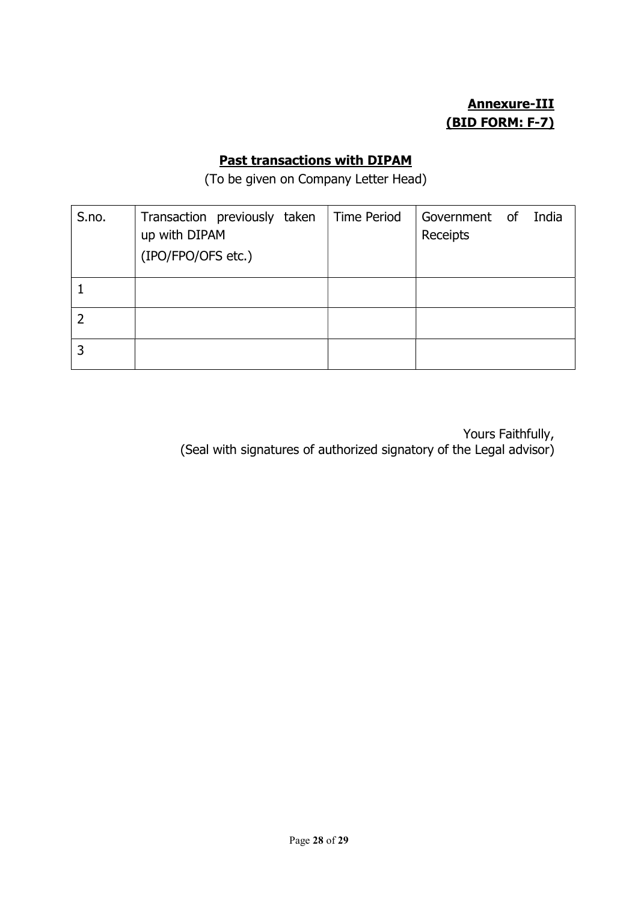**Annexure-III**
**(BID FORM: F-7)**

## Past transactions with DIPAM

(To be given on Company Letter Head)

| S.no. | Transaction previously taken up with DIPAM (IPO/FPO/OFS etc.) | Time Period | Government of India Receipts |
|---|---|---|---|
| 1 | | | |
| 2 | | | |
| 3 | | | |

Yours Faithfully,
(Seal with signatures of authorized signatory of the Legal advisor)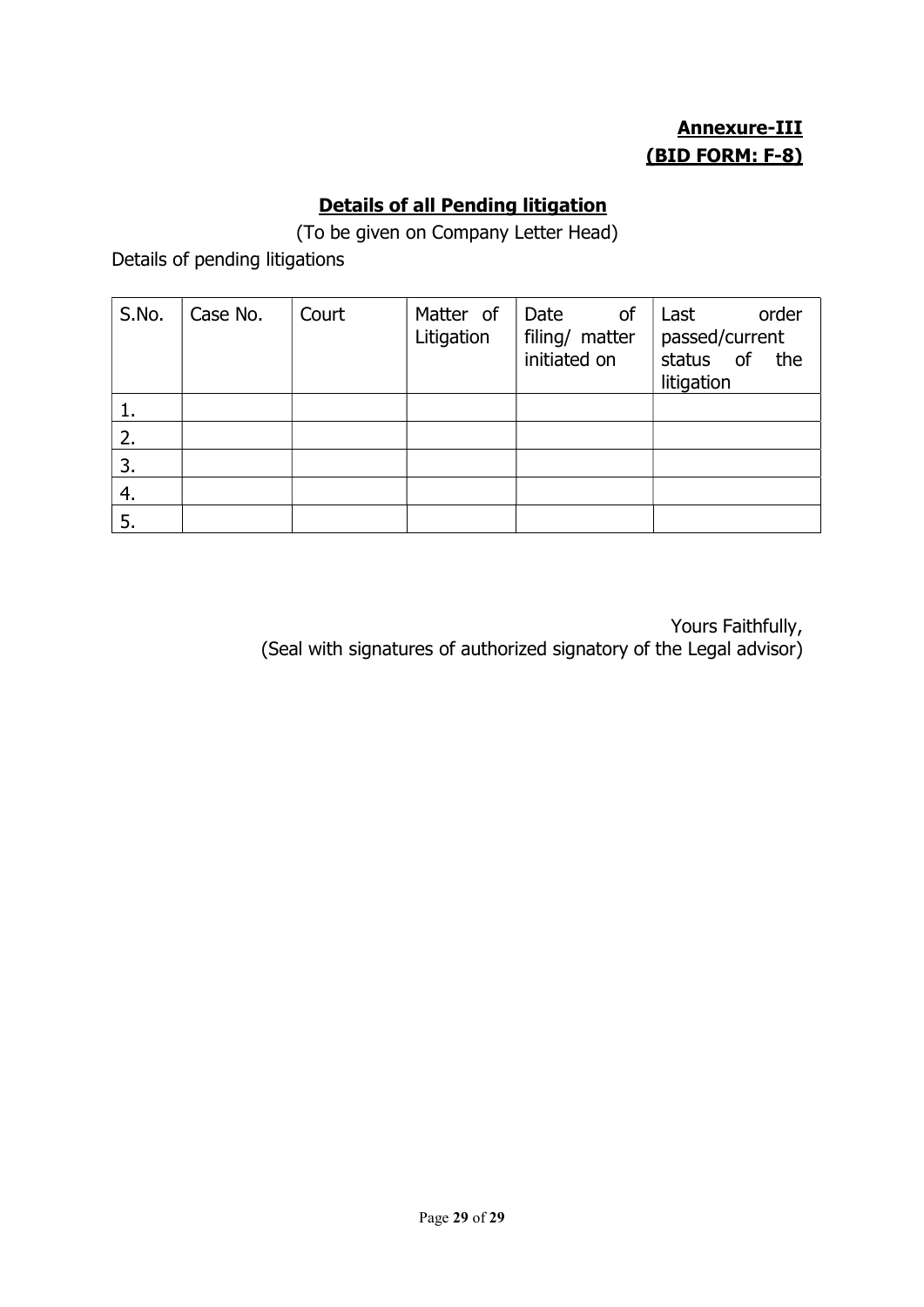**Annexure-III**
**(BID FORM: F-8)**

## Details of all Pending litigation

(To be given on Company Letter Head)

Details of pending litigations

| S.No. | Case No. | Court | Matter of Litigation | Date of filing/ matter initiated on | Last order passed/current status of the litigation |
|---|---|---|---|---|---|
| 1. | | | | | |
| 2. | | | | | |
| 3. | | | | | |
| 4. | | | | | |
| 5. | | | | | |

Yours Faithfully,
(Seal with signatures of authorized signatory of the Legal advisor)